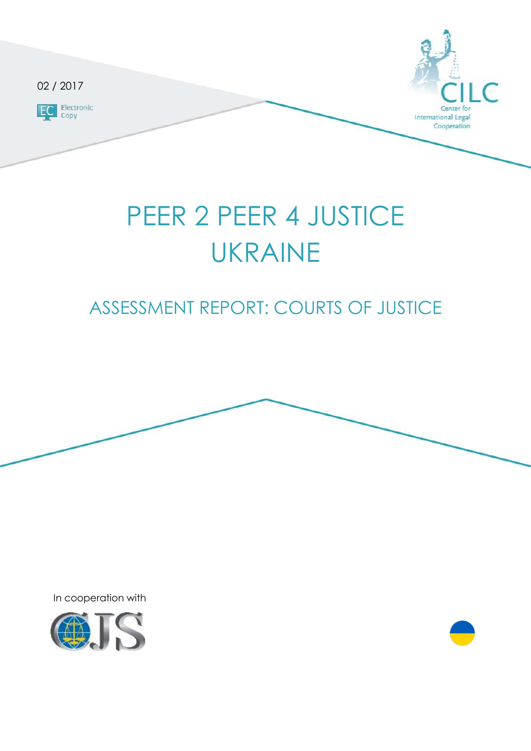02 / 2017

Electronic Copy

CILC

Center for International Legal Cooperation

# PEER 2 PEER 4 JUSTICE UKRAINE

## ASSESSMENT REPORT: COURTS OF JUSTICE

In cooperation with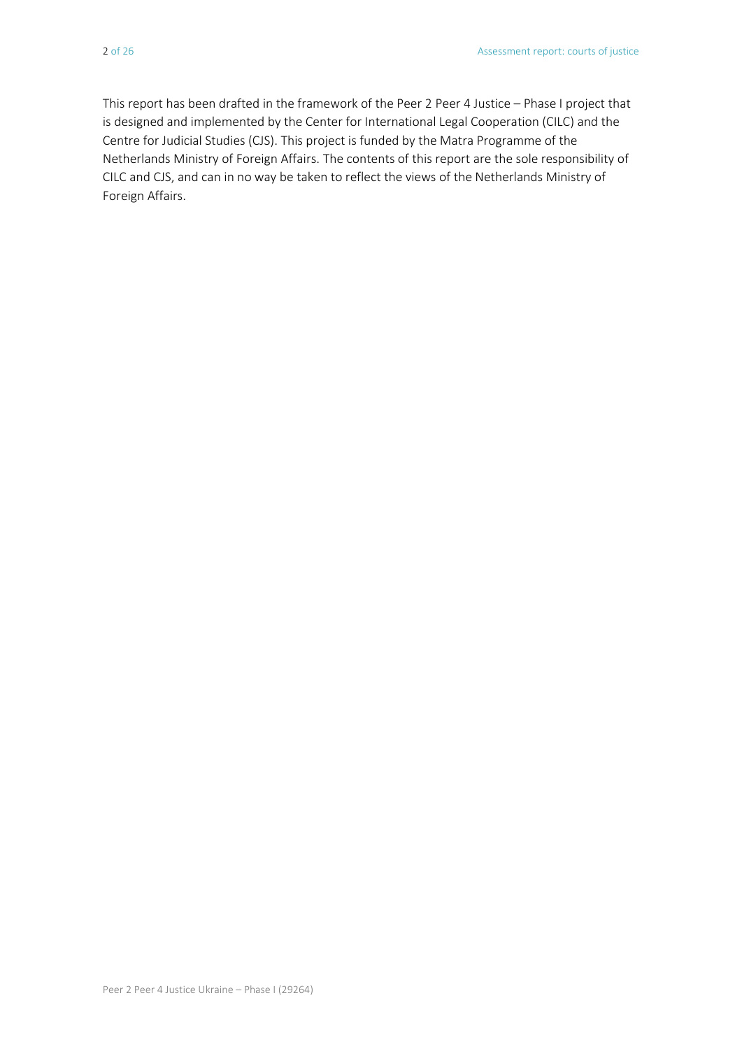This report has been drafted in the framework of the Peer 2 Peer 4 Justice – Phase I project that is designed and implemented by the Center for International Legal Cooperation (CILC) and the Centre for Judicial Studies (CJS). This project is funded by the Matra Programme of the Netherlands Ministry of Foreign Affairs. The contents of this report are the sole responsibility of CILC and CJS, and can in no way be taken to reflect the views of the Netherlands Ministry of Foreign Affairs.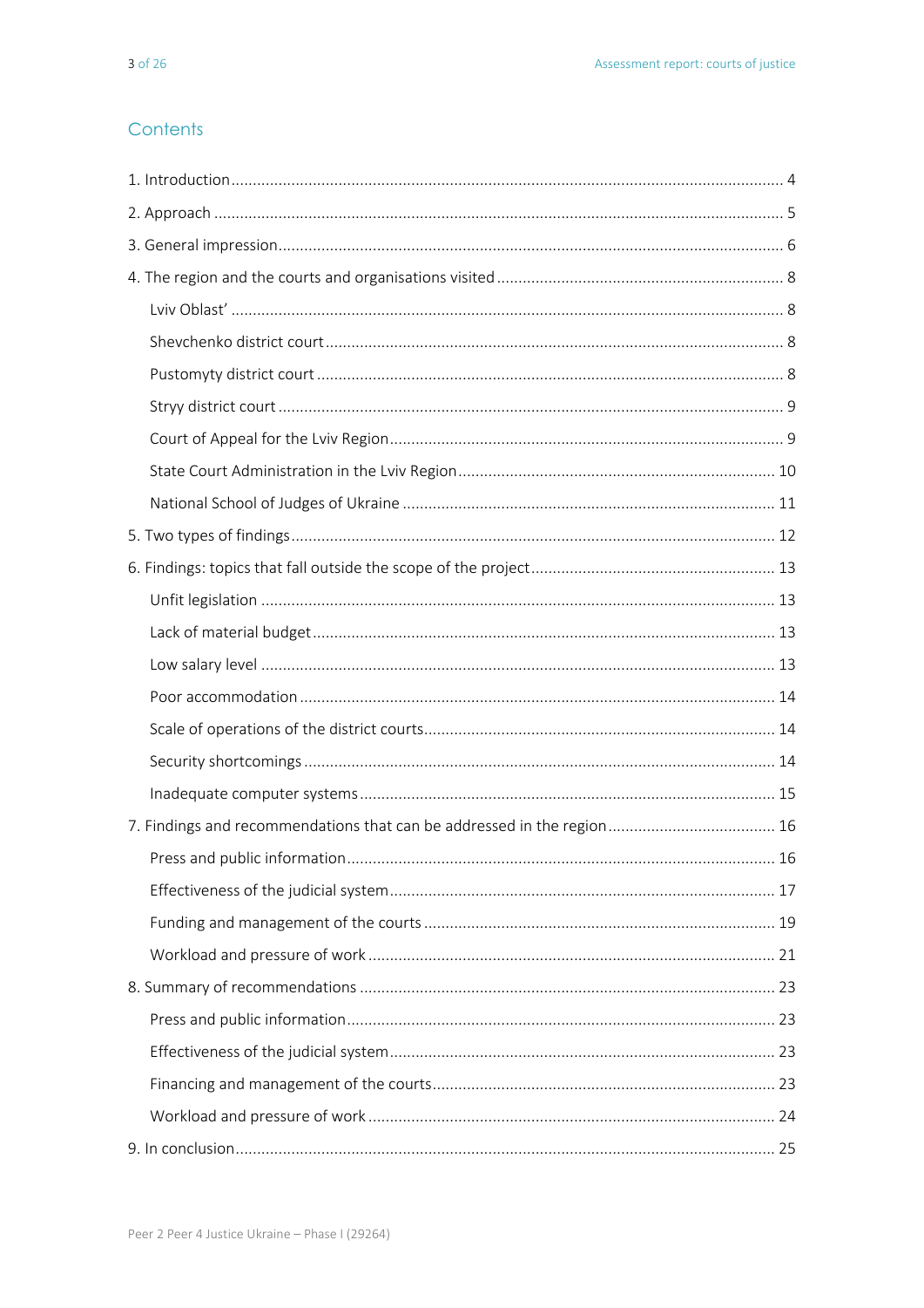## Contents

1. Introduction ..... 4
2. Approach ..... 5
3. General impression ..... 6
4. The region and the courts and organisations visited ..... 8
   - Lviv Oblast' ..... 8
   - Shevchenko district court ..... 8
   - Pustomyty district court ..... 8
   - Stryy district court ..... 9
   - Court of Appeal for the Lviv Region ..... 9
   - State Court Administration in the Lviv Region ..... 10
   - National School of Judges of Ukraine ..... 11
5. Two types of findings ..... 12
6. Findings: topics that fall outside the scope of the project ..... 13
   - Unfit legislation ..... 13
   - Lack of material budget ..... 13
   - Low salary level ..... 13
   - Poor accommodation ..... 14
   - Scale of operations of the district courts ..... 14
   - Security shortcomings ..... 14
   - Inadequate computer systems ..... 15
7. Findings and recommendations that can be addressed in the region ..... 16
   - Press and public information ..... 16
   - Effectiveness of the judicial system ..... 17
   - Funding and management of the courts ..... 19
   - Workload and pressure of work ..... 21
8. Summary of recommendations ..... 23
   - Press and public information ..... 23
   - Effectiveness of the judicial system ..... 23
   - Financing and management of the courts ..... 23
   - Workload and pressure of work ..... 24
9. In conclusion ..... 25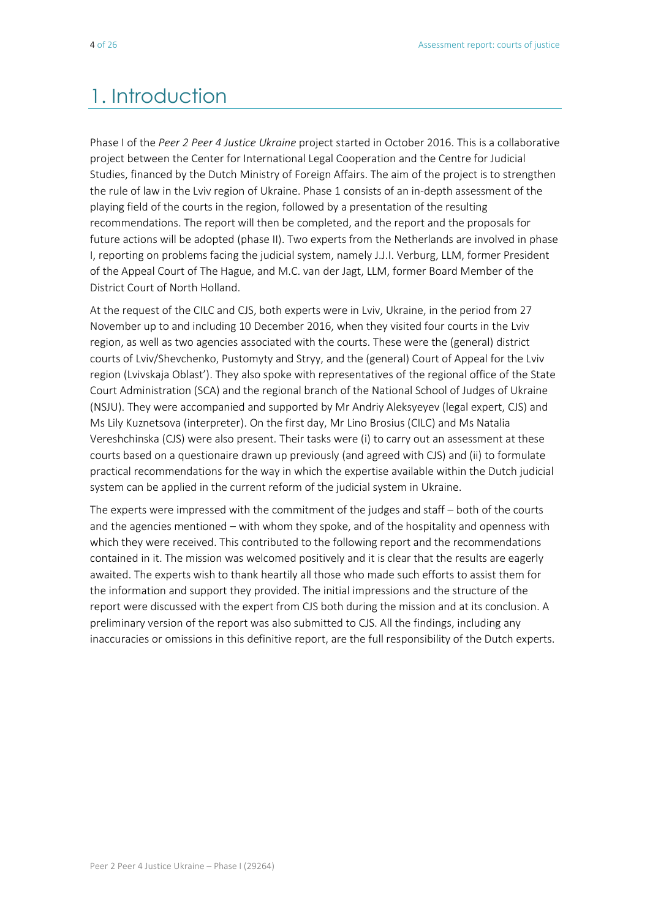# 1. Introduction

Phase I of the *Peer 2 Peer 4 Justice Ukraine* project started in October 2016. This is a collaborative project between the Center for International Legal Cooperation and the Centre for Judicial Studies, financed by the Dutch Ministry of Foreign Affairs. The aim of the project is to strengthen the rule of law in the Lviv region of Ukraine. Phase 1 consists of an in-depth assessment of the playing field of the courts in the region, followed by a presentation of the resulting recommendations. The report will then be completed, and the report and the proposals for future actions will be adopted (phase II). Two experts from the Netherlands are involved in phase I, reporting on problems facing the judicial system, namely J.J.I. Verburg, LLM, former President of the Appeal Court of The Hague, and M.C. van der Jagt, LLM, former Board Member of the District Court of North Holland.

At the request of the CILC and CJS, both experts were in Lviv, Ukraine, in the period from 27 November up to and including 10 December 2016, when they visited four courts in the Lviv region, as well as two agencies associated with the courts. These were the (general) district courts of Lviv/Shevchenko, Pustomyty and Stryy, and the (general) Court of Appeal for the Lviv region (Lvivskaja Oblast'). They also spoke with representatives of the regional office of the State Court Administration (SCA) and the regional branch of the National School of Judges of Ukraine (NSJU). They were accompanied and supported by Mr Andriy Aleksyeyev (legal expert, CJS) and Ms Lily Kuznetsova (interpreter). On the first day, Mr Lino Brosius (CILC) and Ms Natalia Vereshchinska (CJS) were also present. Their tasks were (i) to carry out an assessment at these courts based on a questionaire drawn up previously (and agreed with CJS) and (ii) to formulate practical recommendations for the way in which the expertise available within the Dutch judicial system can be applied in the current reform of the judicial system in Ukraine.

The experts were impressed with the commitment of the judges and staff – both of the courts and the agencies mentioned – with whom they spoke, and of the hospitality and openness with which they were received. This contributed to the following report and the recommendations contained in it. The mission was welcomed positively and it is clear that the results are eagerly awaited. The experts wish to thank heartily all those who made such efforts to assist them for the information and support they provided. The initial impressions and the structure of the report were discussed with the expert from CJS both during the mission and at its conclusion. A preliminary version of the report was also submitted to CJS. All the findings, including any inaccuracies or omissions in this definitive report, are the full responsibility of the Dutch experts.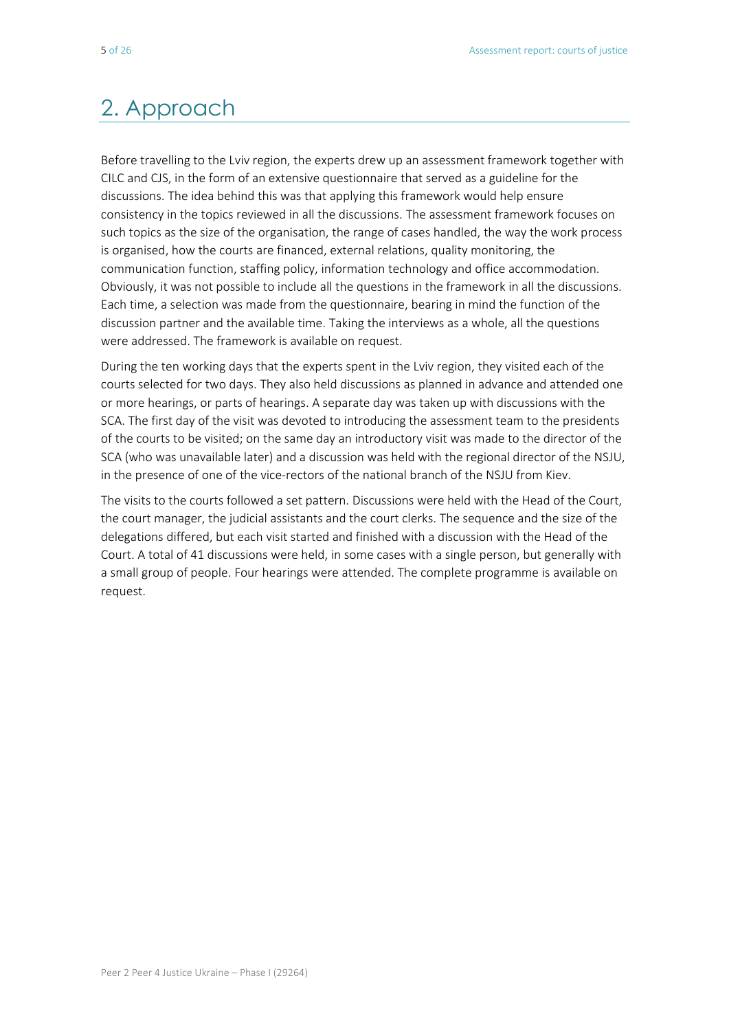# 2. Approach

Before travelling to the Lviv region, the experts drew up an assessment framework together with CILC and CJS, in the form of an extensive questionnaire that served as a guideline for the discussions. The idea behind this was that applying this framework would help ensure consistency in the topics reviewed in all the discussions. The assessment framework focuses on such topics as the size of the organisation, the range of cases handled, the way the work process is organised, how the courts are financed, external relations, quality monitoring, the communication function, staffing policy, information technology and office accommodation. Obviously, it was not possible to include all the questions in the framework in all the discussions. Each time, a selection was made from the questionnaire, bearing in mind the function of the discussion partner and the available time. Taking the interviews as a whole, all the questions were addressed. The framework is available on request.

During the ten working days that the experts spent in the Lviv region, they visited each of the courts selected for two days. They also held discussions as planned in advance and attended one or more hearings, or parts of hearings. A separate day was taken up with discussions with the SCA. The first day of the visit was devoted to introducing the assessment team to the presidents of the courts to be visited; on the same day an introductory visit was made to the director of the SCA (who was unavailable later) and a discussion was held with the regional director of the NSJU, in the presence of one of the vice-rectors of the national branch of the NSJU from Kiev.

The visits to the courts followed a set pattern. Discussions were held with the Head of the Court, the court manager, the judicial assistants and the court clerks. The sequence and the size of the delegations differed, but each visit started and finished with a discussion with the Head of the Court. A total of 41 discussions were held, in some cases with a single person, but generally with a small group of people. Four hearings were attended. The complete programme is available on request.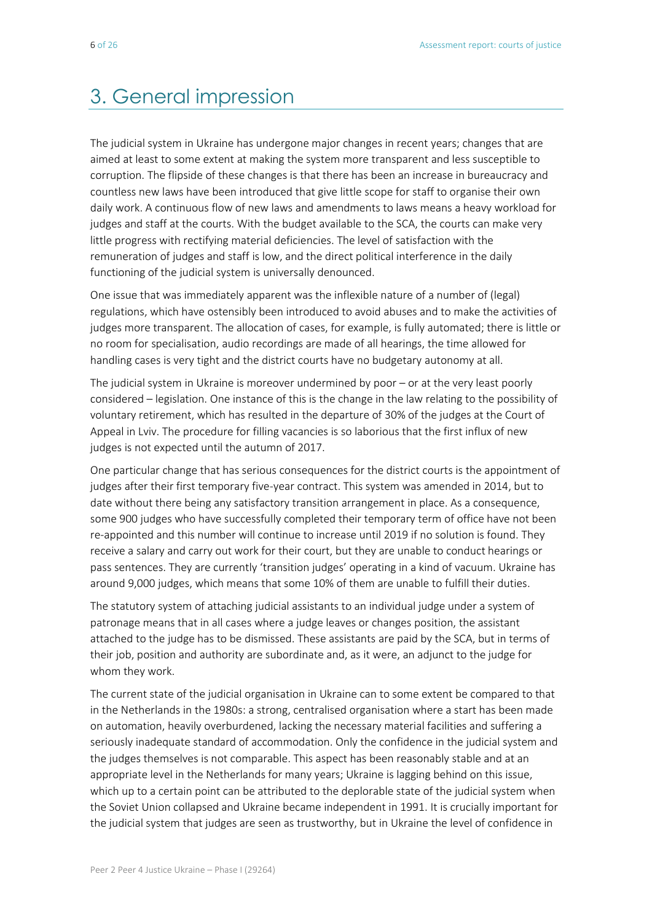# 3. General impression

The judicial system in Ukraine has undergone major changes in recent years; changes that are aimed at least to some extent at making the system more transparent and less susceptible to corruption. The flipside of these changes is that there has been an increase in bureaucracy and countless new laws have been introduced that give little scope for staff to organise their own daily work. A continuous flow of new laws and amendments to laws means a heavy workload for judges and staff at the courts. With the budget available to the SCA, the courts can make very little progress with rectifying material deficiencies. The level of satisfaction with the remuneration of judges and staff is low, and the direct political interference in the daily functioning of the judicial system is universally denounced.

One issue that was immediately apparent was the inflexible nature of a number of (legal) regulations, which have ostensibly been introduced to avoid abuses and to make the activities of judges more transparent. The allocation of cases, for example, is fully automated; there is little or no room for specialisation, audio recordings are made of all hearings, the time allowed for handling cases is very tight and the district courts have no budgetary autonomy at all.

The judicial system in Ukraine is moreover undermined by poor – or at the very least poorly considered – legislation. One instance of this is the change in the law relating to the possibility of voluntary retirement, which has resulted in the departure of 30% of the judges at the Court of Appeal in Lviv. The procedure for filling vacancies is so laborious that the first influx of new judges is not expected until the autumn of 2017.

One particular change that has serious consequences for the district courts is the appointment of judges after their first temporary five-year contract. This system was amended in 2014, but to date without there being any satisfactory transition arrangement in place. As a consequence, some 900 judges who have successfully completed their temporary term of office have not been re-appointed and this number will continue to increase until 2019 if no solution is found. They receive a salary and carry out work for their court, but they are unable to conduct hearings or pass sentences. They are currently 'transition judges' operating in a kind of vacuum. Ukraine has around 9,000 judges, which means that some 10% of them are unable to fulfill their duties.

The statutory system of attaching judicial assistants to an individual judge under a system of patronage means that in all cases where a judge leaves or changes position, the assistant attached to the judge has to be dismissed. These assistants are paid by the SCA, but in terms of their job, position and authority are subordinate and, as it were, an adjunct to the judge for whom they work.

The current state of the judicial organisation in Ukraine can to some extent be compared to that in the Netherlands in the 1980s: a strong, centralised organisation where a start has been made on automation, heavily overburdened, lacking the necessary material facilities and suffering a seriously inadequate standard of accommodation. Only the confidence in the judicial system and the judges themselves is not comparable. This aspect has been reasonably stable and at an appropriate level in the Netherlands for many years; Ukraine is lagging behind on this issue, which up to a certain point can be attributed to the deplorable state of the judicial system when the Soviet Union collapsed and Ukraine became independent in 1991. It is crucially important for the judicial system that judges are seen as trustworthy, but in Ukraine the level of confidence in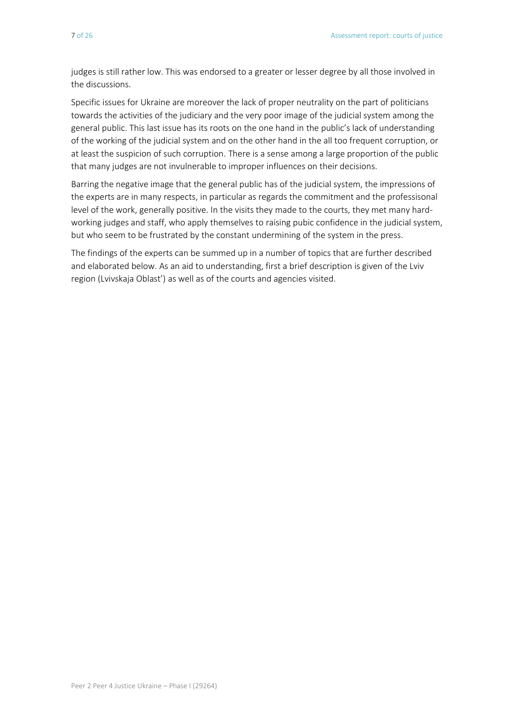judges is still rather low. This was endorsed to a greater or lesser degree by all those involved in the discussions.

Specific issues for Ukraine are moreover the lack of proper neutrality on the part of politicians towards the activities of the judiciary and the very poor image of the judicial system among the general public. This last issue has its roots on the one hand in the public's lack of understanding of the working of the judicial system and on the other hand in the all too frequent corruption, or at least the suspicion of such corruption. There is a sense among a large proportion of the public that many judges are not invulnerable to improper influences on their decisions.

Barring the negative image that the general public has of the judicial system, the impressions of the experts are in many respects, in particular as regards the commitment and the professisonal level of the work, generally positive. In the visits they made to the courts, they met many hard-working judges and staff, who apply themselves to raising pubic confidence in the judicial system, but who seem to be frustrated by the constant undermining of the system in the press.

The findings of the experts can be summed up in a number of topics that are further described and elaborated below. As an aid to understanding, first a brief description is given of the Lviv region (Lvivskaja Oblast') as well as of the courts and agencies visited.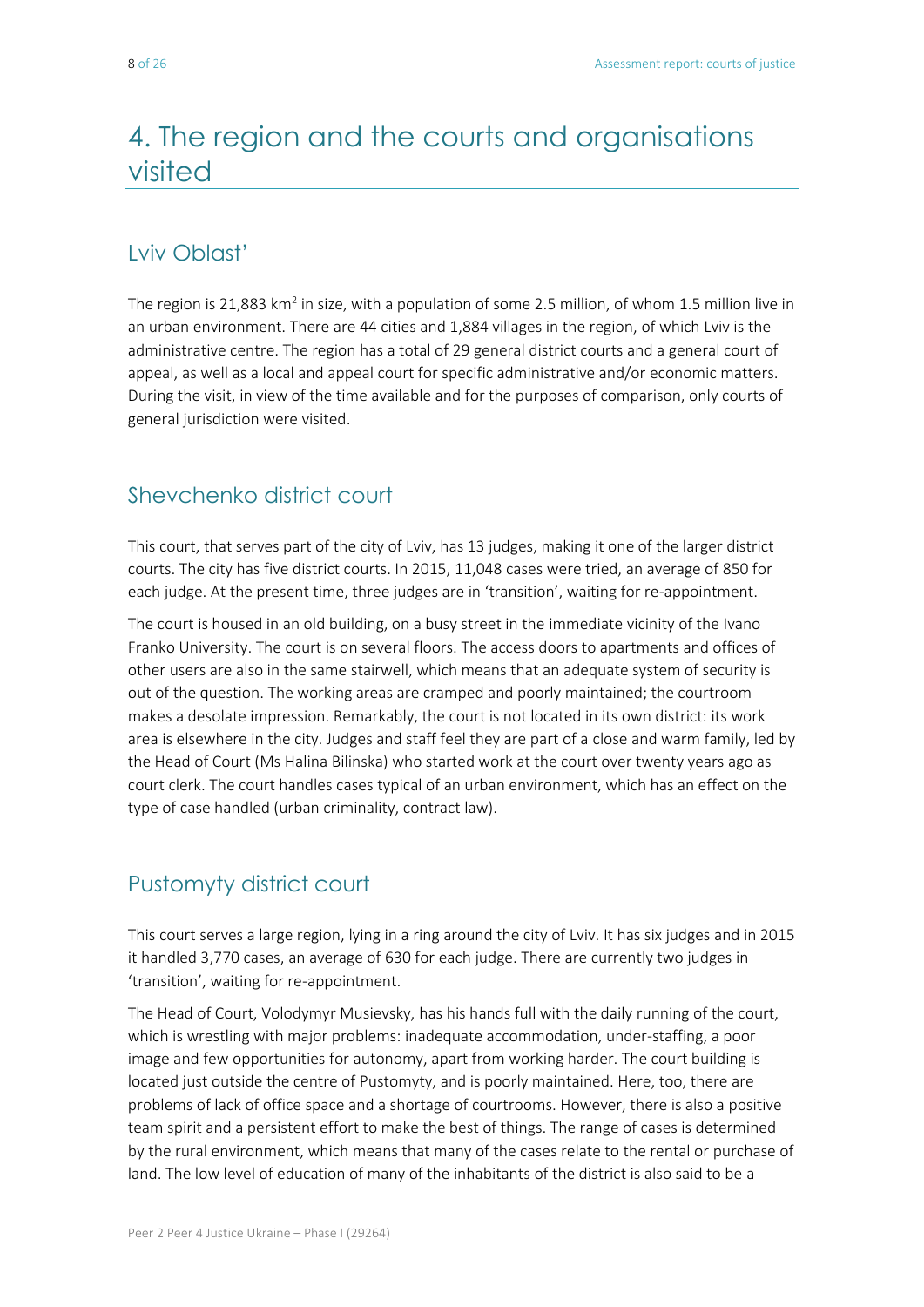# 4. The region and the courts and organisations visited

## Lviv Oblast’

The region is 21,883 km$^2$ in size, with a population of some 2.5 million, of whom 1.5 million live in an urban environment. There are 44 cities and 1,884 villages in the region, of which Lviv is the administrative centre. The region has a total of 29 general district courts and a general court of appeal, as well as a local and appeal court for specific administrative and/or economic matters. During the visit, in view of the time available and for the purposes of comparison, only courts of general jurisdiction were visited.

## Shevchenko district court

This court, that serves part of the city of Lviv, has 13 judges, making it one of the larger district courts. The city has five district courts. In 2015, 11,048 cases were tried, an average of 850 for each judge. At the present time, three judges are in ‘transition’, waiting for re-appointment.

The court is housed in an old building, on a busy street in the immediate vicinity of the Ivano Franko University. The court is on several floors. The access doors to apartments and offices of other users are also in the same stairwell, which means that an adequate system of security is out of the question. The working areas are cramped and poorly maintained; the courtroom makes a desolate impression. Remarkably, the court is not located in its own district: its work area is elsewhere in the city. Judges and staff feel they are part of a close and warm family, led by the Head of Court (Ms Halina Bilinska) who started work at the court over twenty years ago as court clerk. The court handles cases typical of an urban environment, which has an effect on the type of case handled (urban criminality, contract law).

## Pustomyty district court

This court serves a large region, lying in a ring around the city of Lviv. It has six judges and in 2015 it handled 3,770 cases, an average of 630 for each judge. There are currently two judges in ‘transition’, waiting for re-appointment.

The Head of Court, Volodymyr Musievsky, has his hands full with the daily running of the court, which is wrestling with major problems: inadequate accommodation, under-staffing, a poor image and few opportunities for autonomy, apart from working harder. The court building is located just outside the centre of Pustomyty, and is poorly maintained. Here, too, there are problems of lack of office space and a shortage of courtrooms. However, there is also a positive team spirit and a persistent effort to make the best of things. The range of cases is determined by the rural environment, which means that many of the cases relate to the rental or purchase of land. The low level of education of many of the inhabitants of the district is also said to be a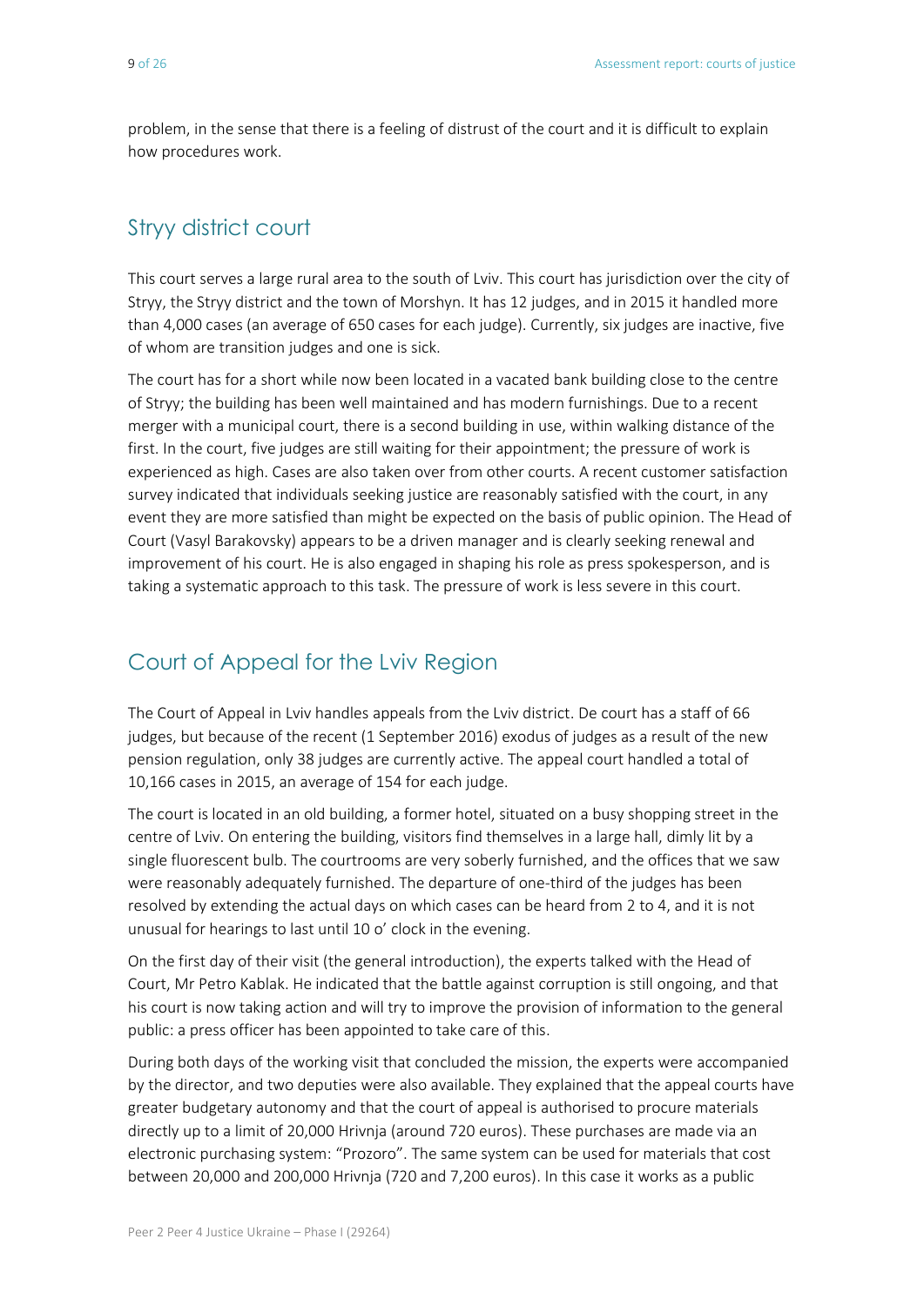problem, in the sense that there is a feeling of distrust of the court and it is difficult to explain how procedures work.

## Stryy district court

This court serves a large rural area to the south of Lviv. This court has jurisdiction over the city of Stryy, the Stryy district and the town of Morshyn. It has 12 judges, and in 2015 it handled more than 4,000 cases (an average of 650 cases for each judge). Currently, six judges are inactive, five of whom are transition judges and one is sick.

The court has for a short while now been located in a vacated bank building close to the centre of Stryy; the building has been well maintained and has modern furnishings. Due to a recent merger with a municipal court, there is a second building in use, within walking distance of the first. In the court, five judges are still waiting for their appointment; the pressure of work is experienced as high. Cases are also taken over from other courts. A recent customer satisfaction survey indicated that individuals seeking justice are reasonably satisfied with the court, in any event they are more satisfied than might be expected on the basis of public opinion. The Head of Court (Vasyl Barakovsky) appears to be a driven manager and is clearly seeking renewal and improvement of his court. He is also engaged in shaping his role as press spokesperson, and is taking a systematic approach to this task. The pressure of work is less severe in this court.

## Court of Appeal for the Lviv Region

The Court of Appeal in Lviv handles appeals from the Lviv district. De court has a staff of 66 judges, but because of the recent (1 September 2016) exodus of judges as a result of the new pension regulation, only 38 judges are currently active. The appeal court handled a total of 10,166 cases in 2015, an average of 154 for each judge.

The court is located in an old building, a former hotel, situated on a busy shopping street in the centre of Lviv. On entering the building, visitors find themselves in a large hall, dimly lit by a single fluorescent bulb. The courtrooms are very soberly furnished, and the offices that we saw were reasonably adequately furnished. The departure of one-third of the judges has been resolved by extending the actual days on which cases can be heard from 2 to 4, and it is not unusual for hearings to last until 10 o' clock in the evening.

On the first day of their visit (the general introduction), the experts talked with the Head of Court, Mr Petro Kablak. He indicated that the battle against corruption is still ongoing, and that his court is now taking action and will try to improve the provision of information to the general public: a press officer has been appointed to take care of this.

During both days of the working visit that concluded the mission, the experts were accompanied by the director, and two deputies were also available. They explained that the appeal courts have greater budgetary autonomy and that the court of appeal is authorised to procure materials directly up to a limit of 20,000 Hrivnja (around 720 euros). These purchases are made via an electronic purchasing system: "Prozoro". The same system can be used for materials that cost between 20,000 and 200,000 Hrivnja (720 and 7,200 euros). In this case it works as a public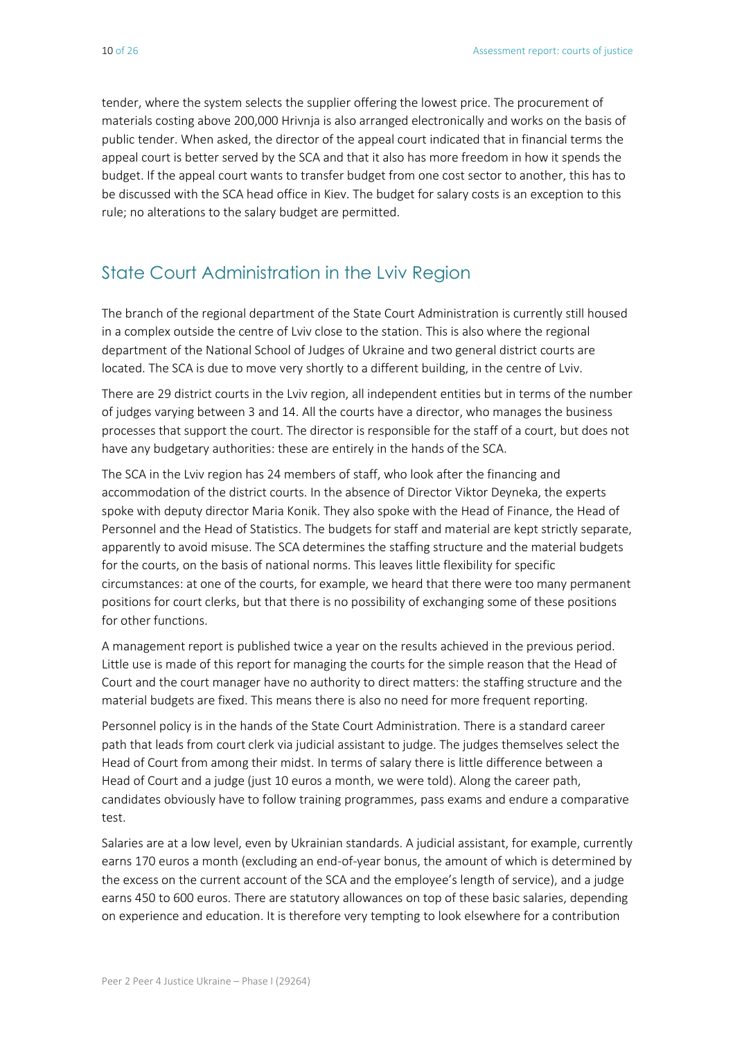tender, where the system selects the supplier offering the lowest price. The procurement of materials costing above 200,000 Hrivnja is also arranged electronically and works on the basis of public tender. When asked, the director of the appeal court indicated that in financial terms the appeal court is better served by the SCA and that it also has more freedom in how it spends the budget. If the appeal court wants to transfer budget from one cost sector to another, this has to be discussed with the SCA head office in Kiev. The budget for salary costs is an exception to this rule; no alterations to the salary budget are permitted.

## State Court Administration in the Lviv Region

The branch of the regional department of the State Court Administration is currently still housed in a complex outside the centre of Lviv close to the station. This is also where the regional department of the National School of Judges of Ukraine and two general district courts are located. The SCA is due to move very shortly to a different building, in the centre of Lviv.

There are 29 district courts in the Lviv region, all independent entities but in terms of the number of judges varying between 3 and 14. All the courts have a director, who manages the business processes that support the court. The director is responsible for the staff of a court, but does not have any budgetary authorities: these are entirely in the hands of the SCA.

The SCA in the Lviv region has 24 members of staff, who look after the financing and accommodation of the district courts. In the absence of Director Viktor Deyneka, the experts spoke with deputy director Maria Konik. They also spoke with the Head of Finance, the Head of Personnel and the Head of Statistics. The budgets for staff and material are kept strictly separate, apparently to avoid misuse. The SCA determines the staffing structure and the material budgets for the courts, on the basis of national norms. This leaves little flexibility for specific circumstances: at one of the courts, for example, we heard that there were too many permanent positions for court clerks, but that there is no possibility of exchanging some of these positions for other functions.

A management report is published twice a year on the results achieved in the previous period. Little use is made of this report for managing the courts for the simple reason that the Head of Court and the court manager have no authority to direct matters: the staffing structure and the material budgets are fixed. This means there is also no need for more frequent reporting.

Personnel policy is in the hands of the State Court Administration. There is a standard career path that leads from court clerk via judicial assistant to judge. The judges themselves select the Head of Court from among their midst. In terms of salary there is little difference between a Head of Court and a judge (just 10 euros a month, we were told). Along the career path, candidates obviously have to follow training programmes, pass exams and endure a comparative test.

Salaries are at a low level, even by Ukrainian standards. A judicial assistant, for example, currently earns 170 euros a month (excluding an end-of-year bonus, the amount of which is determined by the excess on the current account of the SCA and the employee's length of service), and a judge earns 450 to 600 euros. There are statutory allowances on top of these basic salaries, depending on experience and education. It is therefore very tempting to look elsewhere for a contribution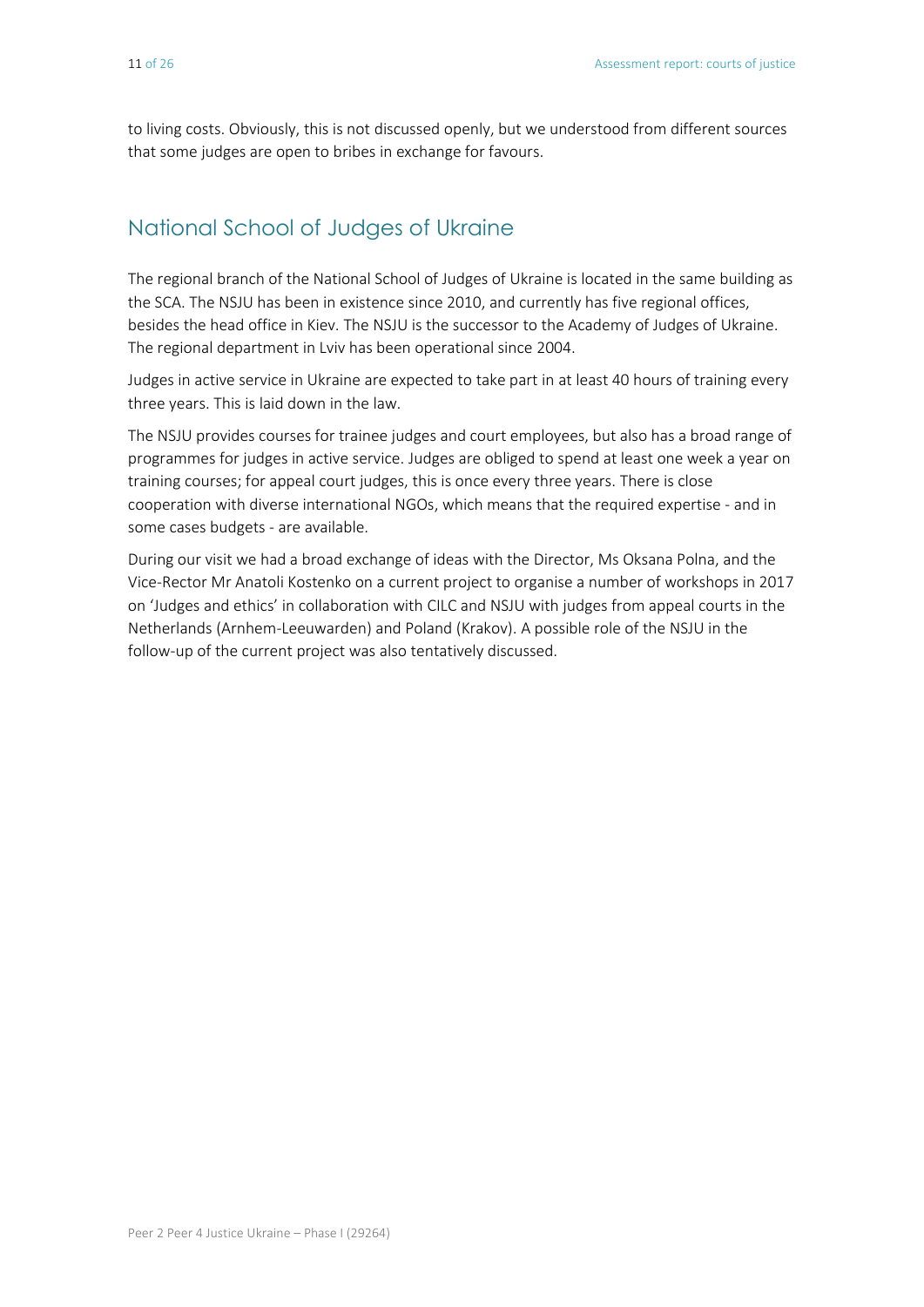to living costs. Obviously, this is not discussed openly, but we understood from different sources that some judges are open to bribes in exchange for favours.

## National School of Judges of Ukraine

The regional branch of the National School of Judges of Ukraine is located in the same building as the SCA. The NSJU has been in existence since 2010, and currently has five regional offices, besides the head office in Kiev. The NSJU is the successor to the Academy of Judges of Ukraine. The regional department in Lviv has been operational since 2004.

Judges in active service in Ukraine are expected to take part in at least 40 hours of training every three years. This is laid down in the law.

The NSJU provides courses for trainee judges and court employees, but also has a broad range of programmes for judges in active service. Judges are obliged to spend at least one week a year on training courses; for appeal court judges, this is once every three years. There is close cooperation with diverse international NGOs, which means that the required expertise - and in some cases budgets - are available.

During our visit we had a broad exchange of ideas with the Director, Ms Oksana Polna, and the Vice-Rector Mr Anatoli Kostenko on a current project to organise a number of workshops in 2017 on 'Judges and ethics' in collaboration with CILC and NSJU with judges from appeal courts in the Netherlands (Arnhem-Leeuwarden) and Poland (Krakov). A possible role of the NSJU in the follow-up of the current project was also tentatively discussed.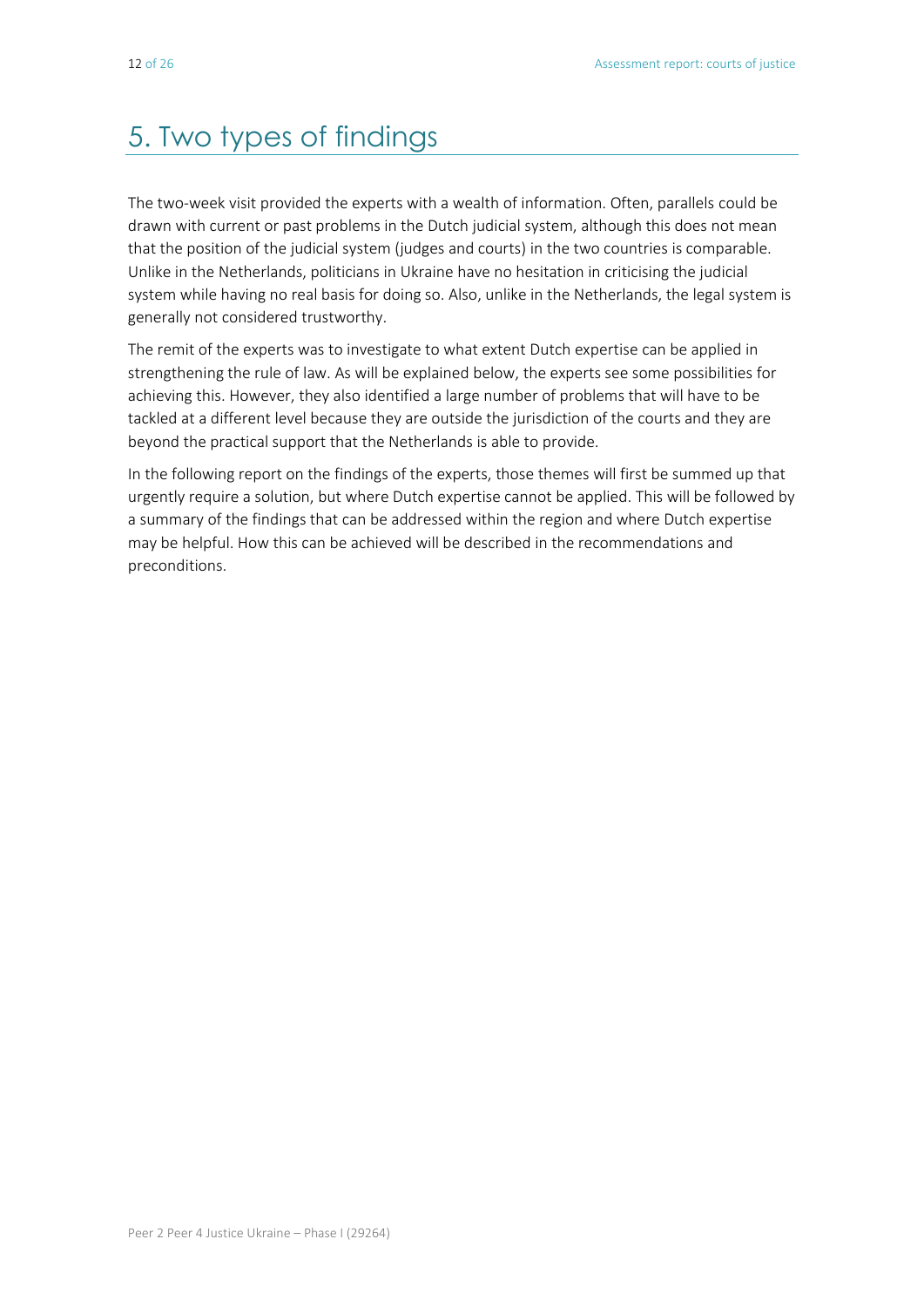# 5. Two types of findings

The two-week visit provided the experts with a wealth of information. Often, parallels could be drawn with current or past problems in the Dutch judicial system, although this does not mean that the position of the judicial system (judges and courts) in the two countries is comparable. Unlike in the Netherlands, politicians in Ukraine have no hesitation in criticising the judicial system while having no real basis for doing so. Also, unlike in the Netherlands, the legal system is generally not considered trustworthy.

The remit of the experts was to investigate to what extent Dutch expertise can be applied in strengthening the rule of law. As will be explained below, the experts see some possibilities for achieving this. However, they also identified a large number of problems that will have to be tackled at a different level because they are outside the jurisdiction of the courts and they are beyond the practical support that the Netherlands is able to provide.

In the following report on the findings of the experts, those themes will first be summed up that urgently require a solution, but where Dutch expertise cannot be applied. This will be followed by a summary of the findings that can be addressed within the region and where Dutch expertise may be helpful. How this can be achieved will be described in the recommendations and preconditions.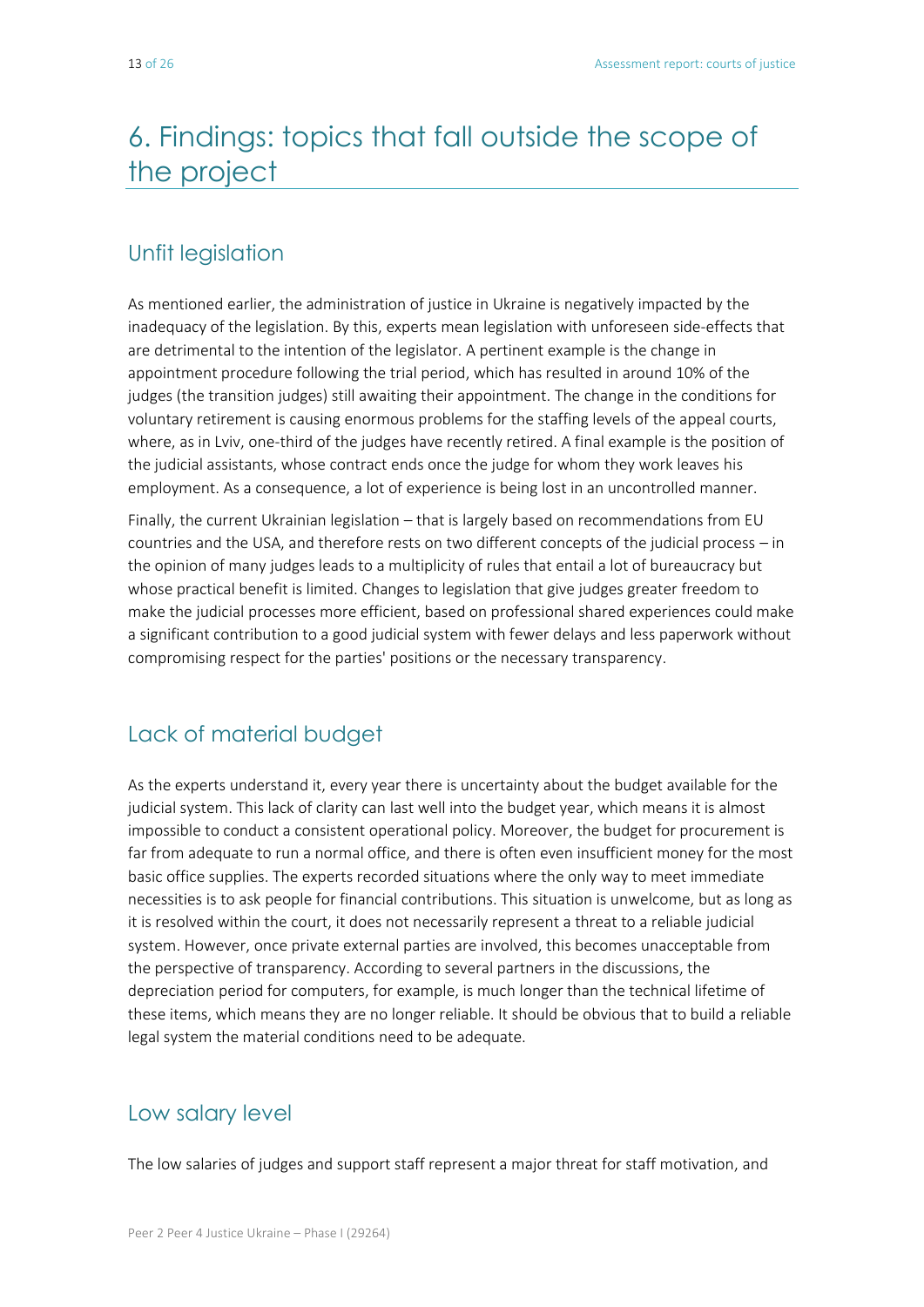# 6. Findings: topics that fall outside the scope of the project

## Unfit legislation

As mentioned earlier, the administration of justice in Ukraine is negatively impacted by the inadequacy of the legislation. By this, experts mean legislation with unforeseen side-effects that are detrimental to the intention of the legislator. A pertinent example is the change in appointment procedure following the trial period, which has resulted in around 10% of the judges (the transition judges) still awaiting their appointment. The change in the conditions for voluntary retirement is causing enormous problems for the staffing levels of the appeal courts, where, as in Lviv, one-third of the judges have recently retired. A final example is the position of the judicial assistants, whose contract ends once the judge for whom they work leaves his employment. As a consequence, a lot of experience is being lost in an uncontrolled manner.

Finally, the current Ukrainian legislation – that is largely based on recommendations from EU countries and the USA, and therefore rests on two different concepts of the judicial process – in the opinion of many judges leads to a multiplicity of rules that entail a lot of bureaucracy but whose practical benefit is limited. Changes to legislation that give judges greater freedom to make the judicial processes more efficient, based on professional shared experiences could make a significant contribution to a good judicial system with fewer delays and less paperwork without compromising respect for the parties' positions or the necessary transparency.

## Lack of material budget

As the experts understand it, every year there is uncertainty about the budget available for the judicial system. This lack of clarity can last well into the budget year, which means it is almost impossible to conduct a consistent operational policy. Moreover, the budget for procurement is far from adequate to run a normal office, and there is often even insufficient money for the most basic office supplies. The experts recorded situations where the only way to meet immediate necessities is to ask people for financial contributions. This situation is unwelcome, but as long as it is resolved within the court, it does not necessarily represent a threat to a reliable judicial system. However, once private external parties are involved, this becomes unacceptable from the perspective of transparency. According to several partners in the discussions, the depreciation period for computers, for example, is much longer than the technical lifetime of these items, which means they are no longer reliable. It should be obvious that to build a reliable legal system the material conditions need to be adequate.

## Low salary level

The low salaries of judges and support staff represent a major threat for staff motivation, and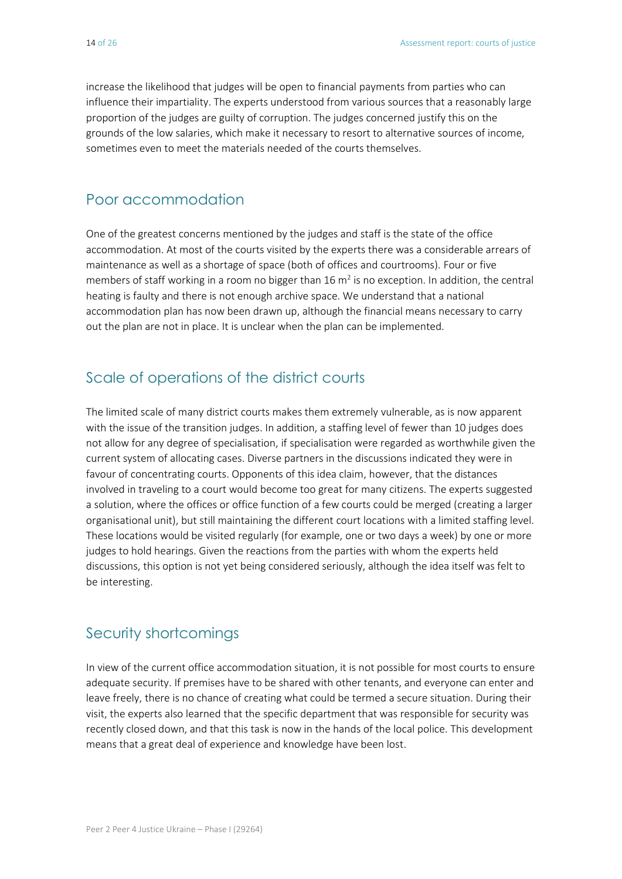increase the likelihood that judges will be open to financial payments from parties who can influence their impartiality. The experts understood from various sources that a reasonably large proportion of the judges are guilty of corruption. The judges concerned justify this on the grounds of the low salaries, which make it necessary to resort to alternative sources of income, sometimes even to meet the materials needed of the courts themselves.

## Poor accommodation

One of the greatest concerns mentioned by the judges and staff is the state of the office accommodation. At most of the courts visited by the experts there was a considerable arrears of maintenance as well as a shortage of space (both of offices and courtrooms). Four or five members of staff working in a room no bigger than 16 $m^2$ is no exception. In addition, the central heating is faulty and there is not enough archive space. We understand that a national accommodation plan has now been drawn up, although the financial means necessary to carry out the plan are not in place. It is unclear when the plan can be implemented.

## Scale of operations of the district courts

The limited scale of many district courts makes them extremely vulnerable, as is now apparent with the issue of the transition judges. In addition, a staffing level of fewer than 10 judges does not allow for any degree of specialisation, if specialisation were regarded as worthwhile given the current system of allocating cases. Diverse partners in the discussions indicated they were in favour of concentrating courts. Opponents of this idea claim, however, that the distances involved in traveling to a court would become too great for many citizens. The experts suggested a solution, where the offices or office function of a few courts could be merged (creating a larger organisational unit), but still maintaining the different court locations with a limited staffing level. These locations would be visited regularly (for example, one or two days a week) by one or more judges to hold hearings. Given the reactions from the parties with whom the experts held discussions, this option is not yet being considered seriously, although the idea itself was felt to be interesting.

## Security shortcomings

In view of the current office accommodation situation, it is not possible for most courts to ensure adequate security. If premises have to be shared with other tenants, and everyone can enter and leave freely, there is no chance of creating what could be termed a secure situation. During their visit, the experts also learned that the specific department that was responsible for security was recently closed down, and that this task is now in the hands of the local police. This development means that a great deal of experience and knowledge have been lost.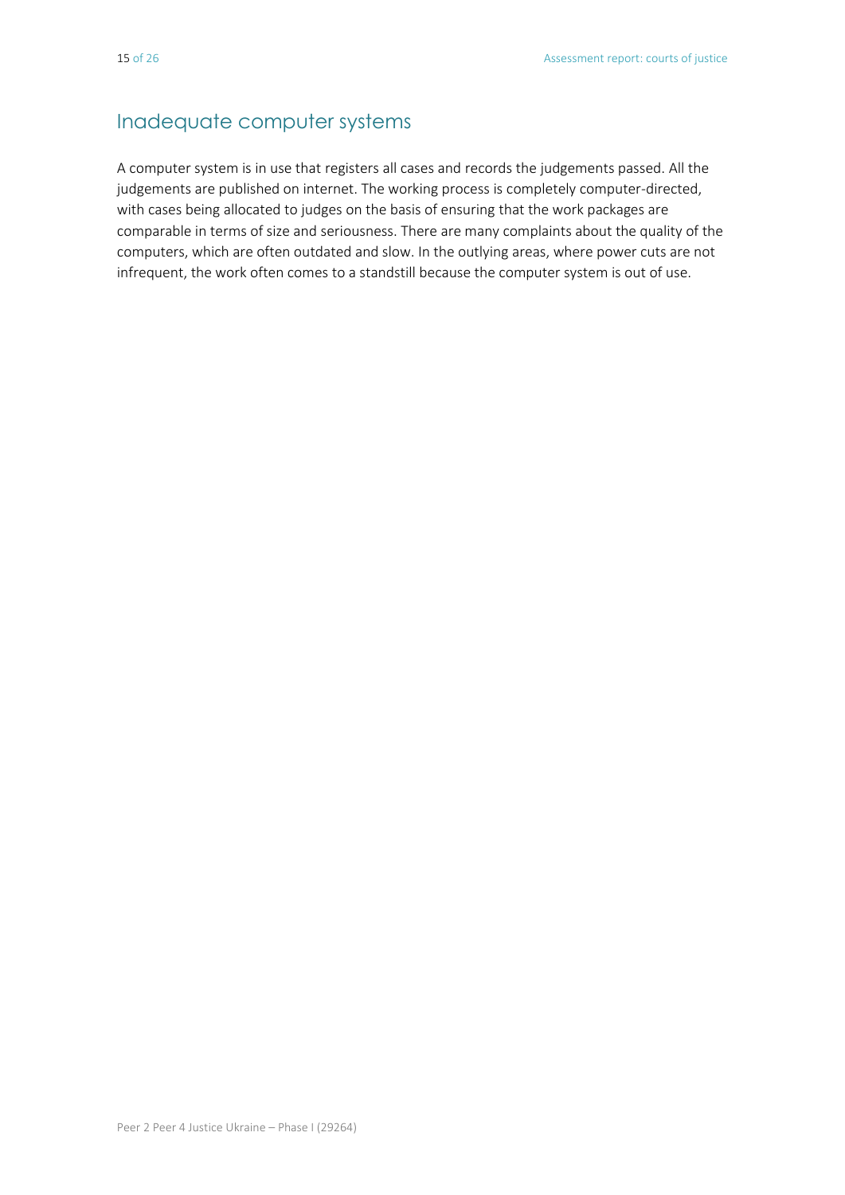## Inadequate computer systems

A computer system is in use that registers all cases and records the judgements passed. All the judgements are published on internet. The working process is completely computer-directed, with cases being allocated to judges on the basis of ensuring that the work packages are comparable in terms of size and seriousness. There are many complaints about the quality of the computers, which are often outdated and slow. In the outlying areas, where power cuts are not infrequent, the work often comes to a standstill because the computer system is out of use.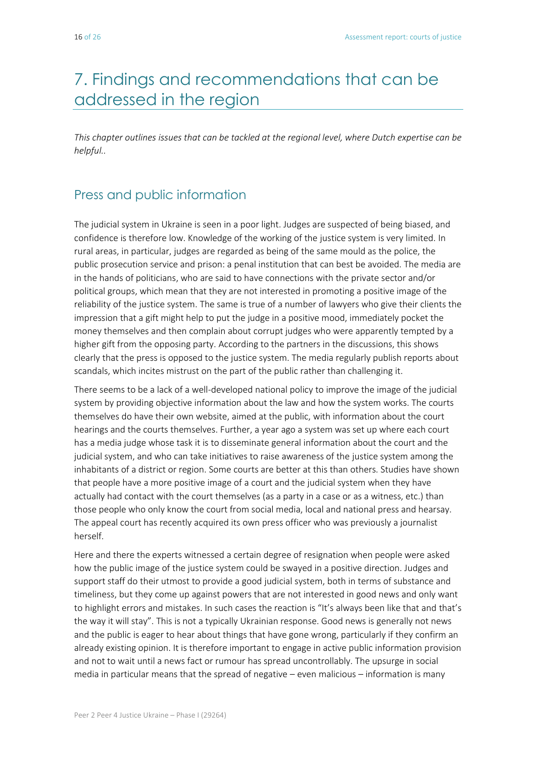# 7. Findings and recommendations that can be addressed in the region

*This chapter outlines issues that can be tackled at the regional level, where Dutch expertise can be helpful..*

## Press and public information

The judicial system in Ukraine is seen in a poor light. Judges are suspected of being biased, and confidence is therefore low. Knowledge of the working of the justice system is very limited. In rural areas, in particular, judges are regarded as being of the same mould as the police, the public prosecution service and prison: a penal institution that can best be avoided. The media are in the hands of politicians, who are said to have connections with the private sector and/or political groups, which mean that they are not interested in promoting a positive image of the reliability of the justice system. The same is true of a number of lawyers who give their clients the impression that a gift might help to put the judge in a positive mood, immediately pocket the money themselves and then complain about corrupt judges who were apparently tempted by a higher gift from the opposing party. According to the partners in the discussions, this shows clearly that the press is opposed to the justice system. The media regularly publish reports about scandals, which incites mistrust on the part of the public rather than challenging it.

There seems to be a lack of a well-developed national policy to improve the image of the judicial system by providing objective information about the law and how the system works. The courts themselves do have their own website, aimed at the public, with information about the court hearings and the courts themselves. Further, a year ago a system was set up where each court has a media judge whose task it is to disseminate general information about the court and the judicial system, and who can take initiatives to raise awareness of the justice system among the inhabitants of a district or region. Some courts are better at this than others. Studies have shown that people have a more positive image of a court and the judicial system when they have actually had contact with the court themselves (as a party in a case or as a witness, etc.) than those people who only know the court from social media, local and national press and hearsay. The appeal court has recently acquired its own press officer who was previously a journalist herself.

Here and there the experts witnessed a certain degree of resignation when people were asked how the public image of the justice system could be swayed in a positive direction. Judges and support staff do their utmost to provide a good judicial system, both in terms of substance and timeliness, but they come up against powers that are not interested in good news and only want to highlight errors and mistakes. In such cases the reaction is "It's always been like that and that's the way it will stay". This is not a typically Ukrainian response. Good news is generally not news and the public is eager to hear about things that have gone wrong, particularly if they confirm an already existing opinion. It is therefore important to engage in active public information provision and not to wait until a news fact or rumour has spread uncontrollably. The upsurge in social media in particular means that the spread of negative – even malicious – information is many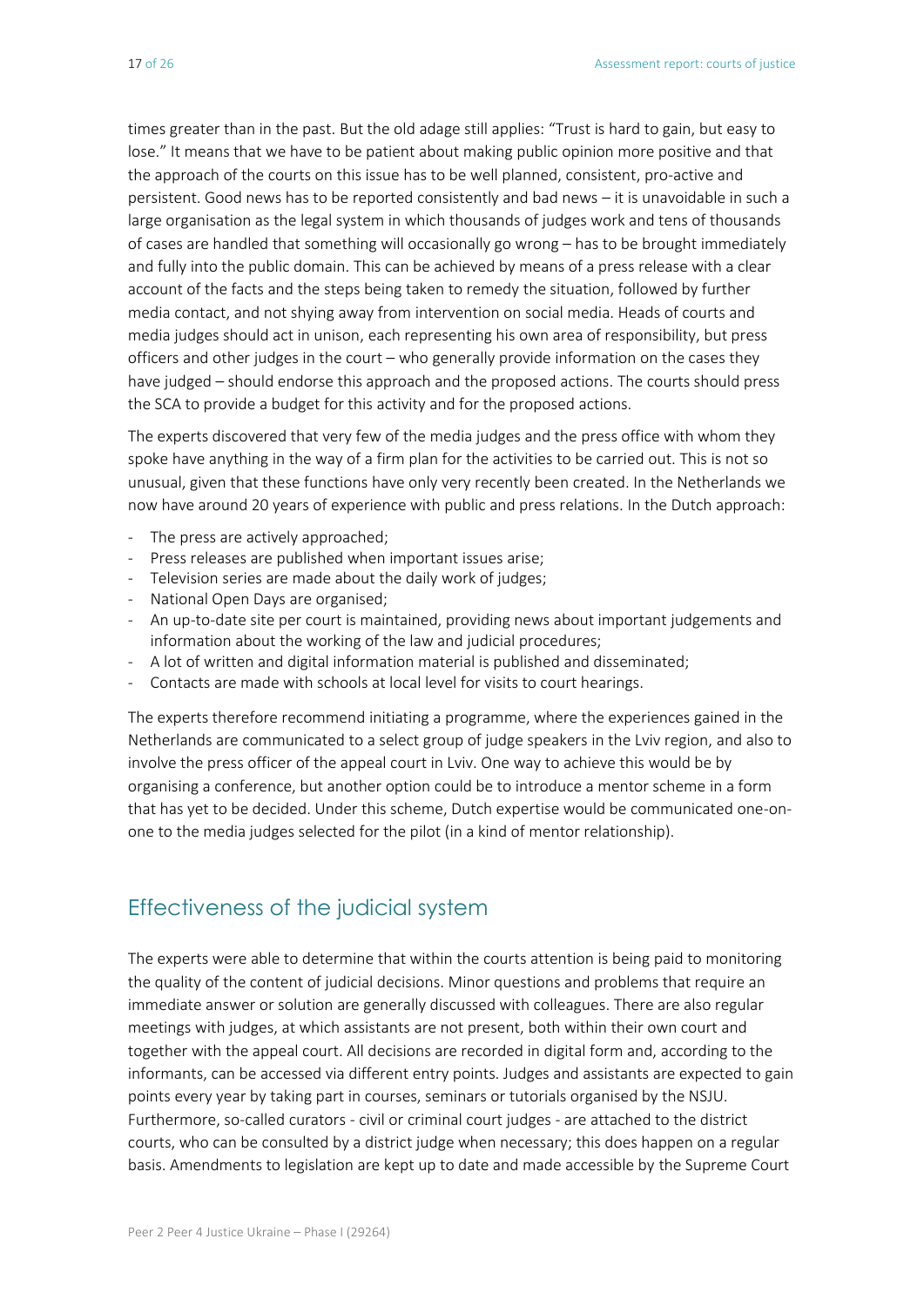times greater than in the past. But the old adage still applies: "Trust is hard to gain, but easy to lose." It means that we have to be patient about making public opinion more positive and that the approach of the courts on this issue has to be well planned, consistent, pro-active and persistent. Good news has to be reported consistently and bad news – it is unavoidable in such a large organisation as the legal system in which thousands of judges work and tens of thousands of cases are handled that something will occasionally go wrong – has to be brought immediately and fully into the public domain. This can be achieved by means of a press release with a clear account of the facts and the steps being taken to remedy the situation, followed by further media contact, and not shying away from intervention on social media. Heads of courts and media judges should act in unison, each representing his own area of responsibility, but press officers and other judges in the court – who generally provide information on the cases they have judged – should endorse this approach and the proposed actions. The courts should press the SCA to provide a budget for this activity and for the proposed actions.

The experts discovered that very few of the media judges and the press office with whom they spoke have anything in the way of a firm plan for the activities to be carried out. This is not so unusual, given that these functions have only very recently been created. In the Netherlands we now have around 20 years of experience with public and press relations. In the Dutch approach:

- The press are actively approached;
- Press releases are published when important issues arise;
- Television series are made about the daily work of judges;
- National Open Days are organised;
- An up-to-date site per court is maintained, providing news about important judgements and information about the working of the law and judicial procedures;
- A lot of written and digital information material is published and disseminated;
- Contacts are made with schools at local level for visits to court hearings.

The experts therefore recommend initiating a programme, where the experiences gained in the Netherlands are communicated to a select group of judge speakers in the Lviv region, and also to involve the press officer of the appeal court in Lviv. One way to achieve this would be by organising a conference, but another option could be to introduce a mentor scheme in a form that has yet to be decided. Under this scheme, Dutch expertise would be communicated one-on-one to the media judges selected for the pilot (in a kind of mentor relationship).

## Effectiveness of the judicial system

The experts were able to determine that within the courts attention is being paid to monitoring the quality of the content of judicial decisions. Minor questions and problems that require an immediate answer or solution are generally discussed with colleagues. There are also regular meetings with judges, at which assistants are not present, both within their own court and together with the appeal court. All decisions are recorded in digital form and, according to the informants, can be accessed via different entry points. Judges and assistants are expected to gain points every year by taking part in courses, seminars or tutorials organised by the NSJU. Furthermore, so-called curators - civil or criminal court judges - are attached to the district courts, who can be consulted by a district judge when necessary; this does happen on a regular basis. Amendments to legislation are kept up to date and made accessible by the Supreme Court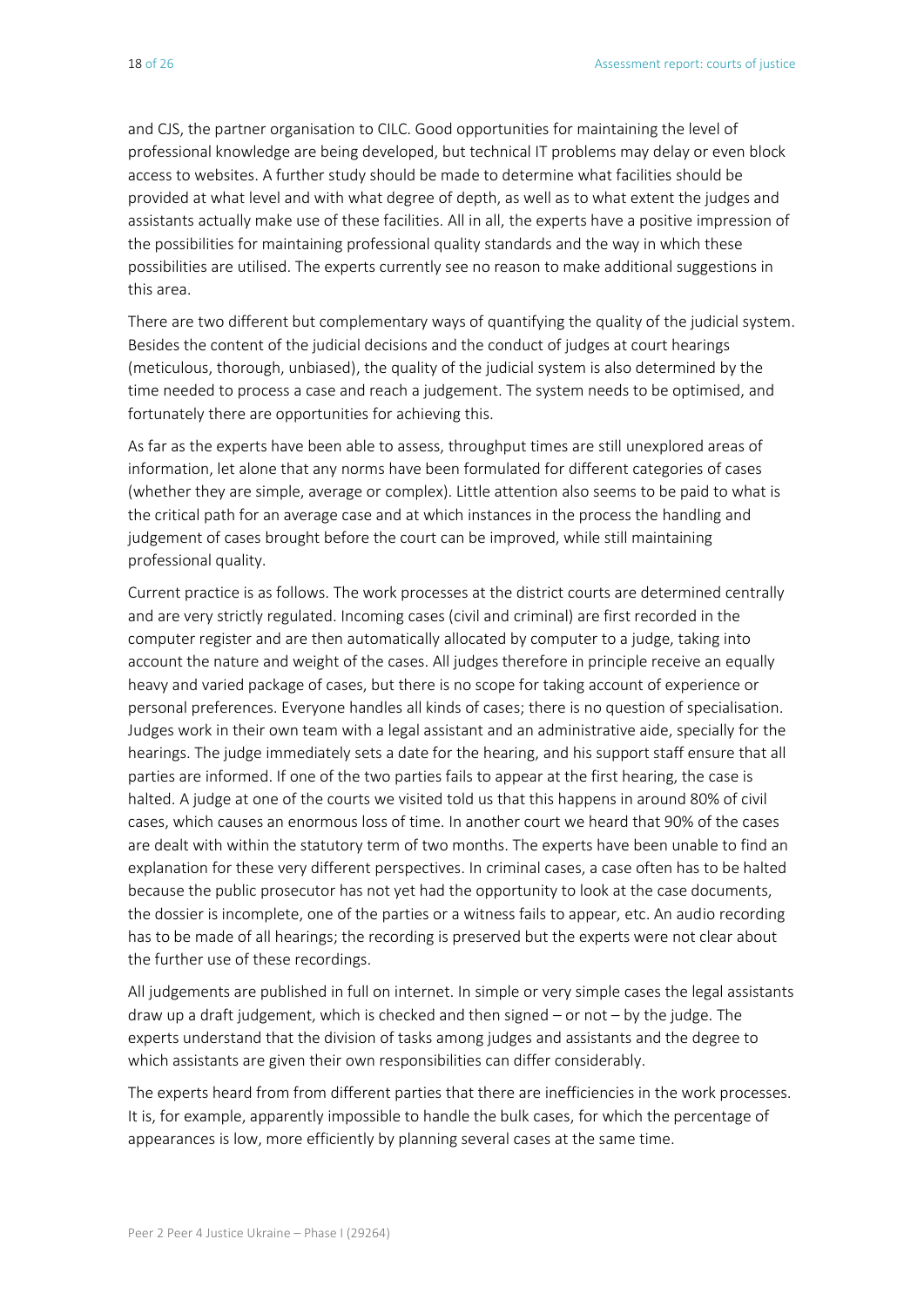and CJS, the partner organisation to CILC. Good opportunities for maintaining the level of professional knowledge are being developed, but technical IT problems may delay or even block access to websites. A further study should be made to determine what facilities should be provided at what level and with what degree of depth, as well as to what extent the judges and assistants actually make use of these facilities. All in all, the experts have a positive impression of the possibilities for maintaining professional quality standards and the way in which these possibilities are utilised. The experts currently see no reason to make additional suggestions in this area.

There are two different but complementary ways of quantifying the quality of the judicial system. Besides the content of the judicial decisions and the conduct of judges at court hearings (meticulous, thorough, unbiased), the quality of the judicial system is also determined by the time needed to process a case and reach a judgement. The system needs to be optimised, and fortunately there are opportunities for achieving this.

As far as the experts have been able to assess, throughput times are still unexplored areas of information, let alone that any norms have been formulated for different categories of cases (whether they are simple, average or complex). Little attention also seems to be paid to what is the critical path for an average case and at which instances in the process the handling and judgement of cases brought before the court can be improved, while still maintaining professional quality.

Current practice is as follows. The work processes at the district courts are determined centrally and are very strictly regulated. Incoming cases (civil and criminal) are first recorded in the computer register and are then automatically allocated by computer to a judge, taking into account the nature and weight of the cases. All judges therefore in principle receive an equally heavy and varied package of cases, but there is no scope for taking account of experience or personal preferences. Everyone handles all kinds of cases; there is no question of specialisation. Judges work in their own team with a legal assistant and an administrative aide, specially for the hearings. The judge immediately sets a date for the hearing, and his support staff ensure that all parties are informed. If one of the two parties fails to appear at the first hearing, the case is halted. A judge at one of the courts we visited told us that this happens in around 80% of civil cases, which causes an enormous loss of time. In another court we heard that 90% of the cases are dealt with within the statutory term of two months. The experts have been unable to find an explanation for these very different perspectives. In criminal cases, a case often has to be halted because the public prosecutor has not yet had the opportunity to look at the case documents, the dossier is incomplete, one of the parties or a witness fails to appear, etc. An audio recording has to be made of all hearings; the recording is preserved but the experts were not clear about the further use of these recordings.

All judgements are published in full on internet. In simple or very simple cases the legal assistants draw up a draft judgement, which is checked and then signed – or not – by the judge. The experts understand that the division of tasks among judges and assistants and the degree to which assistants are given their own responsibilities can differ considerably.

The experts heard from from different parties that there are inefficiencies in the work processes. It is, for example, apparently impossible to handle the bulk cases, for which the percentage of appearances is low, more efficiently by planning several cases at the same time.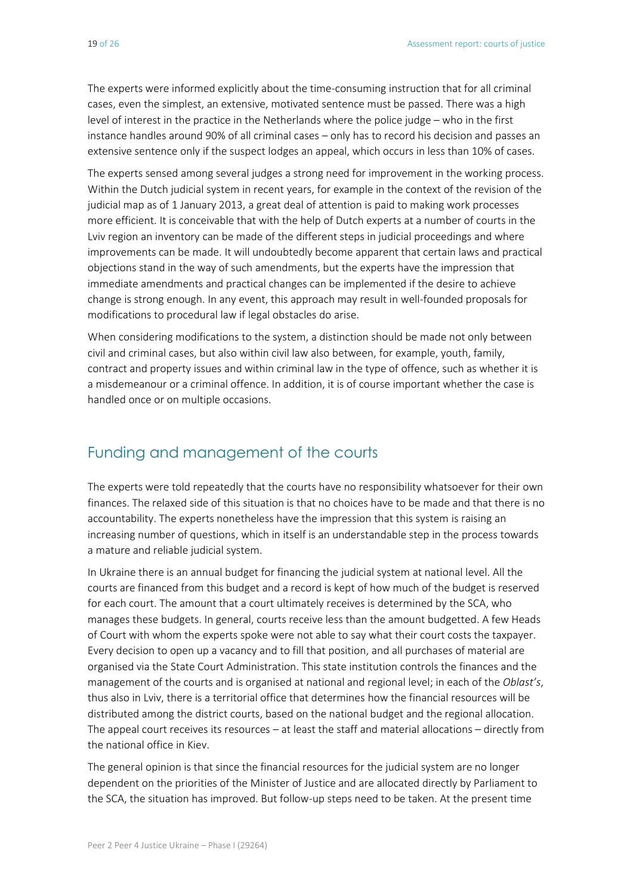The experts were informed explicitly about the time-consuming instruction that for all criminal cases, even the simplest, an extensive, motivated sentence must be passed. There was a high level of interest in the practice in the Netherlands where the police judge – who in the first instance handles around 90% of all criminal cases – only has to record his decision and passes an extensive sentence only if the suspect lodges an appeal, which occurs in less than 10% of cases.

The experts sensed among several judges a strong need for improvement in the working process. Within the Dutch judicial system in recent years, for example in the context of the revision of the judicial map as of 1 January 2013, a great deal of attention is paid to making work processes more efficient. It is conceivable that with the help of Dutch experts at a number of courts in the Lviv region an inventory can be made of the different steps in judicial proceedings and where improvements can be made. It will undoubtedly become apparent that certain laws and practical objections stand in the way of such amendments, but the experts have the impression that immediate amendments and practical changes can be implemented if the desire to achieve change is strong enough. In any event, this approach may result in well-founded proposals for modifications to procedural law if legal obstacles do arise.

When considering modifications to the system, a distinction should be made not only between civil and criminal cases, but also within civil law also between, for example, youth, family, contract and property issues and within criminal law in the type of offence, such as whether it is a misdemeanour or a criminal offence. In addition, it is of course important whether the case is handled once or on multiple occasions.

## Funding and management of the courts

The experts were told repeatedly that the courts have no responsibility whatsoever for their own finances. The relaxed side of this situation is that no choices have to be made and that there is no accountability. The experts nonetheless have the impression that this system is raising an increasing number of questions, which in itself is an understandable step in the process towards a mature and reliable judicial system.

In Ukraine there is an annual budget for financing the judicial system at national level. All the courts are financed from this budget and a record is kept of how much of the budget is reserved for each court. The amount that a court ultimately receives is determined by the SCA, who manages these budgets. In general, courts receive less than the amount budgetted. A few Heads of Court with whom the experts spoke were not able to say what their court costs the taxpayer. Every decision to open up a vacancy and to fill that position, and all purchases of material are organised via the State Court Administration. This state institution controls the finances and the management of the courts and is organised at national and regional level; in each of the *Oblast's*, thus also in Lviv, there is a territorial office that determines how the financial resources will be distributed among the district courts, based on the national budget and the regional allocation. The appeal court receives its resources – at least the staff and material allocations – directly from the national office in Kiev.

The general opinion is that since the financial resources for the judicial system are no longer dependent on the priorities of the Minister of Justice and are allocated directly by Parliament to the SCA, the situation has improved. But follow-up steps need to be taken. At the present time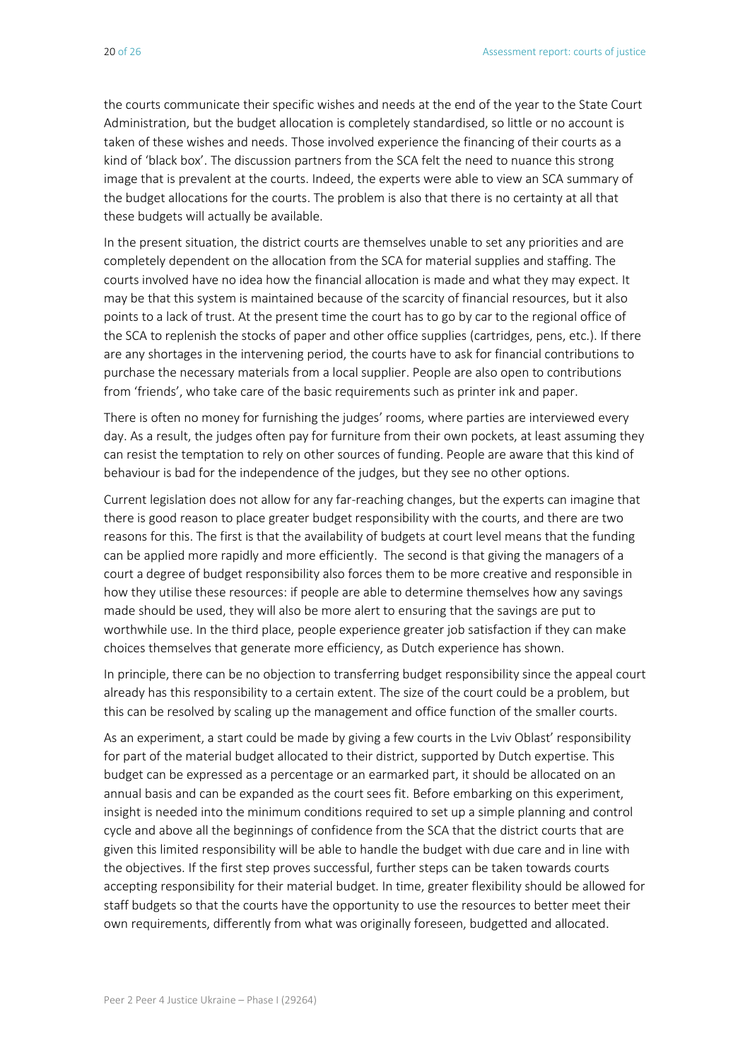the courts communicate their specific wishes and needs at the end of the year to the State Court Administration, but the budget allocation is completely standardised, so little or no account is taken of these wishes and needs. Those involved experience the financing of their courts as a kind of 'black box'. The discussion partners from the SCA felt the need to nuance this strong image that is prevalent at the courts. Indeed, the experts were able to view an SCA summary of the budget allocations for the courts. The problem is also that there is no certainty at all that these budgets will actually be available.

In the present situation, the district courts are themselves unable to set any priorities and are completely dependent on the allocation from the SCA for material supplies and staffing. The courts involved have no idea how the financial allocation is made and what they may expect. It may be that this system is maintained because of the scarcity of financial resources, but it also points to a lack of trust. At the present time the court has to go by car to the regional office of the SCA to replenish the stocks of paper and other office supplies (cartridges, pens, etc.). If there are any shortages in the intervening period, the courts have to ask for financial contributions to purchase the necessary materials from a local supplier. People are also open to contributions from 'friends', who take care of the basic requirements such as printer ink and paper.

There is often no money for furnishing the judges' rooms, where parties are interviewed every day. As a result, the judges often pay for furniture from their own pockets, at least assuming they can resist the temptation to rely on other sources of funding. People are aware that this kind of behaviour is bad for the independence of the judges, but they see no other options.

Current legislation does not allow for any far-reaching changes, but the experts can imagine that there is good reason to place greater budget responsibility with the courts, and there are two reasons for this. The first is that the availability of budgets at court level means that the funding can be applied more rapidly and more efficiently. The second is that giving the managers of a court a degree of budget responsibility also forces them to be more creative and responsible in how they utilise these resources: if people are able to determine themselves how any savings made should be used, they will also be more alert to ensuring that the savings are put to worthwhile use. In the third place, people experience greater job satisfaction if they can make choices themselves that generate more efficiency, as Dutch experience has shown.

In principle, there can be no objection to transferring budget responsibility since the appeal court already has this responsibility to a certain extent. The size of the court could be a problem, but this can be resolved by scaling up the management and office function of the smaller courts.

As an experiment, a start could be made by giving a few courts in the Lviv Oblast' responsibility for part of the material budget allocated to their district, supported by Dutch expertise. This budget can be expressed as a percentage or an earmarked part, it should be allocated on an annual basis and can be expanded as the court sees fit. Before embarking on this experiment, insight is needed into the minimum conditions required to set up a simple planning and control cycle and above all the beginnings of confidence from the SCA that the district courts that are given this limited responsibility will be able to handle the budget with due care and in line with the objectives. If the first step proves successful, further steps can be taken towards courts accepting responsibility for their material budget. In time, greater flexibility should be allowed for staff budgets so that the courts have the opportunity to use the resources to better meet their own requirements, differently from what was originally foreseen, budgetted and allocated.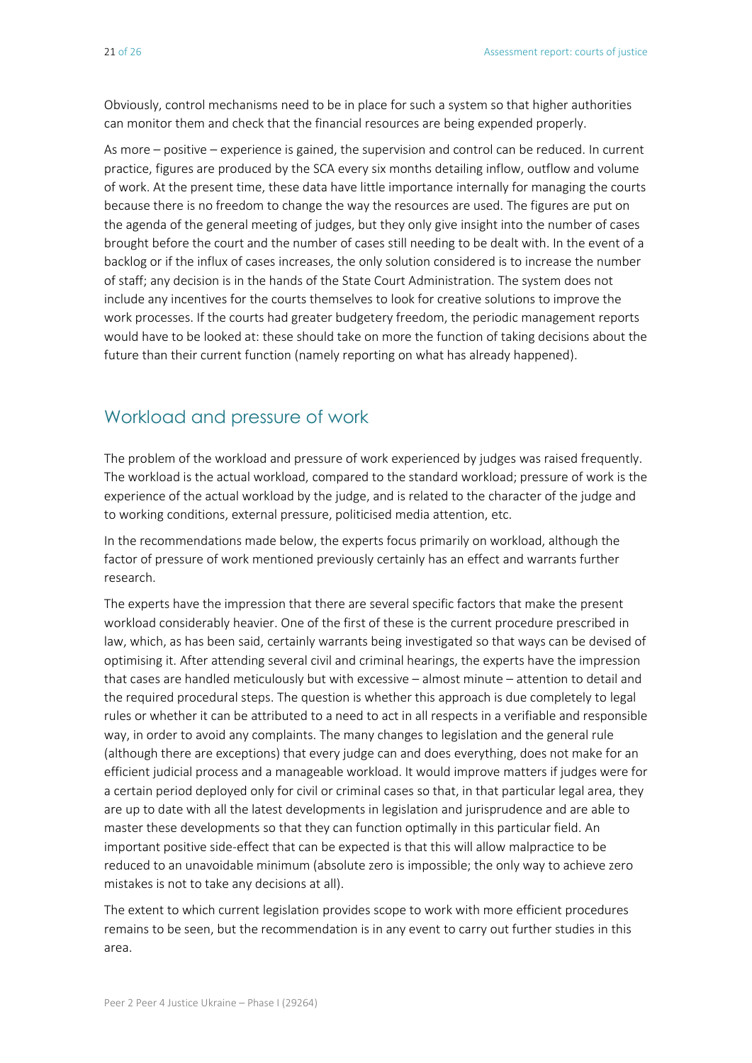Obviously, control mechanisms need to be in place for such a system so that higher authorities can monitor them and check that the financial resources are being expended properly.

As more – positive – experience is gained, the supervision and control can be reduced. In current practice, figures are produced by the SCA every six months detailing inflow, outflow and volume of work. At the present time, these data have little importance internally for managing the courts because there is no freedom to change the way the resources are used. The figures are put on the agenda of the general meeting of judges, but they only give insight into the number of cases brought before the court and the number of cases still needing to be dealt with. In the event of a backlog or if the influx of cases increases, the only solution considered is to increase the number of staff; any decision is in the hands of the State Court Administration. The system does not include any incentives for the courts themselves to look for creative solutions to improve the work processes. If the courts had greater budgetery freedom, the periodic management reports would have to be looked at: these should take on more the function of taking decisions about the future than their current function (namely reporting on what has already happened).

## Workload and pressure of work

The problem of the workload and pressure of work experienced by judges was raised frequently. The workload is the actual workload, compared to the standard workload; pressure of work is the experience of the actual workload by the judge, and is related to the character of the judge and to working conditions, external pressure, politicised media attention, etc.

In the recommendations made below, the experts focus primarily on workload, although the factor of pressure of work mentioned previously certainly has an effect and warrants further research.

The experts have the impression that there are several specific factors that make the present workload considerably heavier. One of the first of these is the current procedure prescribed in law, which, as has been said, certainly warrants being investigated so that ways can be devised of optimising it. After attending several civil and criminal hearings, the experts have the impression that cases are handled meticulously but with excessive – almost minute – attention to detail and the required procedural steps. The question is whether this approach is due completely to legal rules or whether it can be attributed to a need to act in all respects in a verifiable and responsible way, in order to avoid any complaints. The many changes to legislation and the general rule (although there are exceptions) that every judge can and does everything, does not make for an efficient judicial process and a manageable workload. It would improve matters if judges were for a certain period deployed only for civil or criminal cases so that, in that particular legal area, they are up to date with all the latest developments in legislation and jurisprudence and are able to master these developments so that they can function optimally in this particular field. An important positive side-effect that can be expected is that this will allow malpractice to be reduced to an unavoidable minimum (absolute zero is impossible; the only way to achieve zero mistakes is not to take any decisions at all).

The extent to which current legislation provides scope to work with more efficient procedures remains to be seen, but the recommendation is in any event to carry out further studies in this area.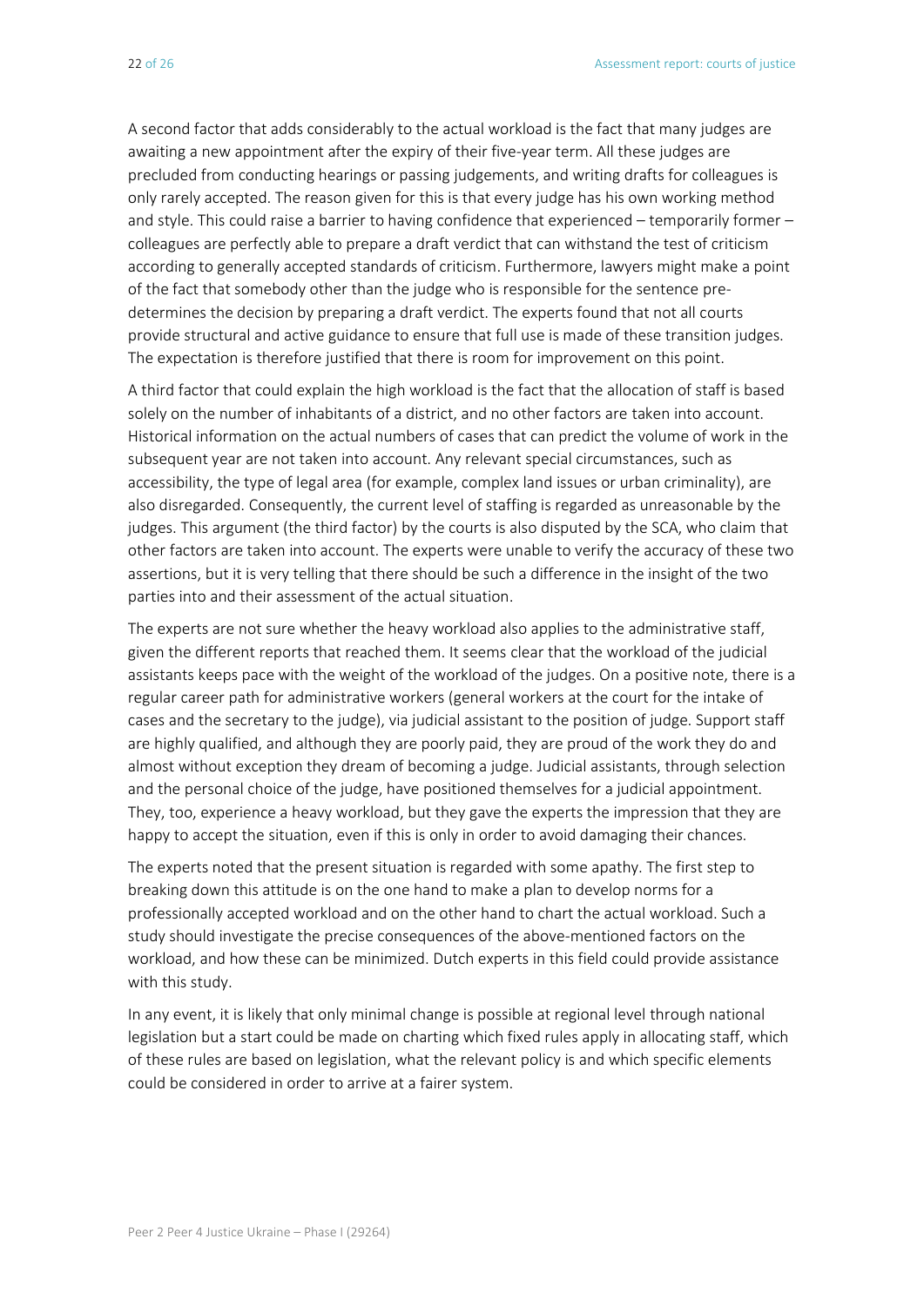A second factor that adds considerably to the actual workload is the fact that many judges are awaiting a new appointment after the expiry of their five-year term. All these judges are precluded from conducting hearings or passing judgements, and writing drafts for colleagues is only rarely accepted. The reason given for this is that every judge has his own working method and style. This could raise a barrier to having confidence that experienced – temporarily former – colleagues are perfectly able to prepare a draft verdict that can withstand the test of criticism according to generally accepted standards of criticism. Furthermore, lawyers might make a point of the fact that somebody other than the judge who is responsible for the sentence pre-determines the decision by preparing a draft verdict. The experts found that not all courts provide structural and active guidance to ensure that full use is made of these transition judges. The expectation is therefore justified that there is room for improvement on this point.

A third factor that could explain the high workload is the fact that the allocation of staff is based solely on the number of inhabitants of a district, and no other factors are taken into account. Historical information on the actual numbers of cases that can predict the volume of work in the subsequent year are not taken into account. Any relevant special circumstances, such as accessibility, the type of legal area (for example, complex land issues or urban criminality), are also disregarded. Consequently, the current level of staffing is regarded as unreasonable by the judges. This argument (the third factor) by the courts is also disputed by the SCA, who claim that other factors are taken into account. The experts were unable to verify the accuracy of these two assertions, but it is very telling that there should be such a difference in the insight of the two parties into and their assessment of the actual situation.

The experts are not sure whether the heavy workload also applies to the administrative staff, given the different reports that reached them. It seems clear that the workload of the judicial assistants keeps pace with the weight of the workload of the judges. On a positive note, there is a regular career path for administrative workers (general workers at the court for the intake of cases and the secretary to the judge), via judicial assistant to the position of judge. Support staff are highly qualified, and although they are poorly paid, they are proud of the work they do and almost without exception they dream of becoming a judge. Judicial assistants, through selection and the personal choice of the judge, have positioned themselves for a judicial appointment. They, too, experience a heavy workload, but they gave the experts the impression that they are happy to accept the situation, even if this is only in order to avoid damaging their chances.

The experts noted that the present situation is regarded with some apathy. The first step to breaking down this attitude is on the one hand to make a plan to develop norms for a professionally accepted workload and on the other hand to chart the actual workload. Such a study should investigate the precise consequences of the above-mentioned factors on the workload, and how these can be minimized. Dutch experts in this field could provide assistance with this study.

In any event, it is likely that only minimal change is possible at regional level through national legislation but a start could be made on charting which fixed rules apply in allocating staff, which of these rules are based on legislation, what the relevant policy is and which specific elements could be considered in order to arrive at a fairer system.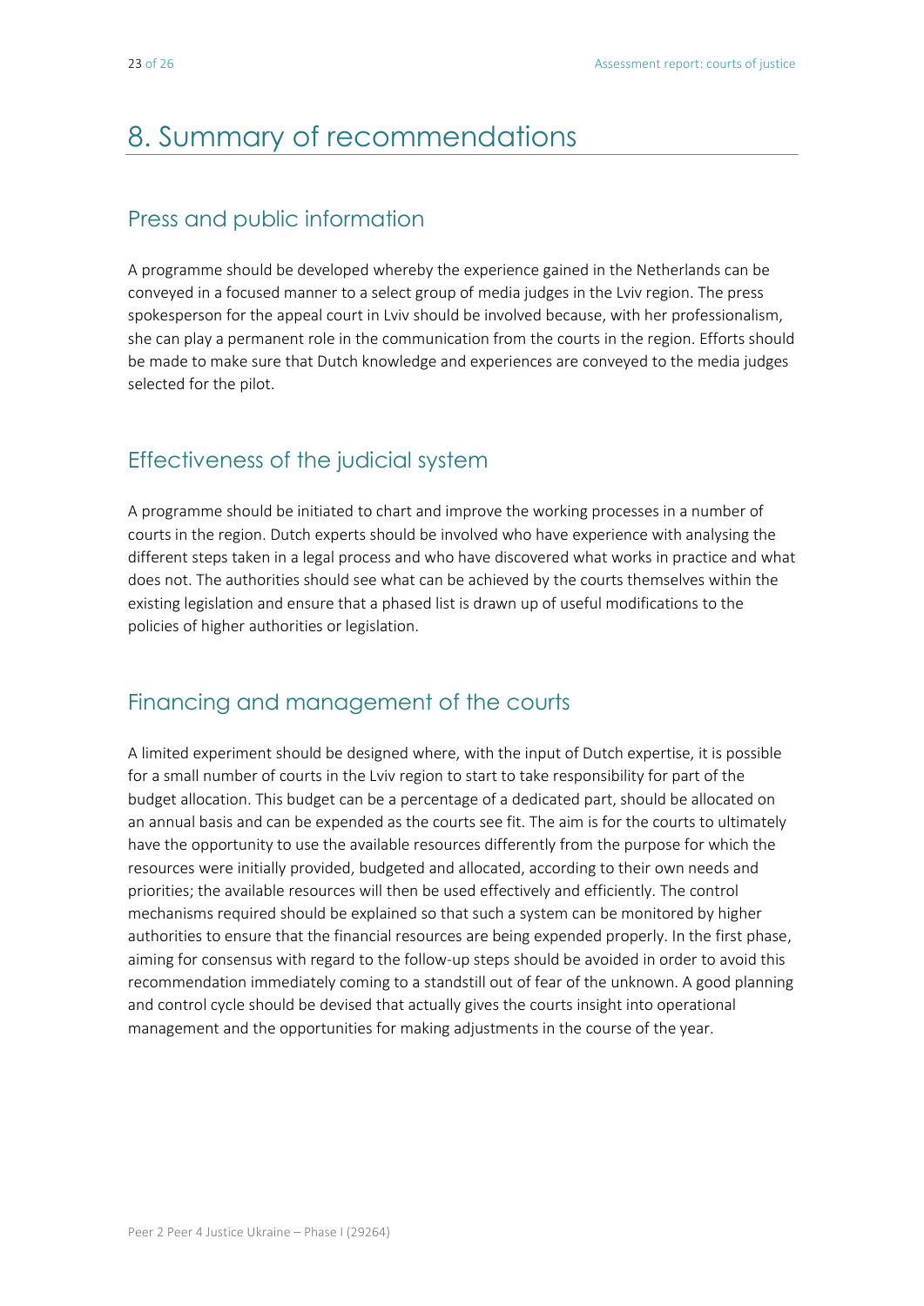# 8. Summary of recommendations

## Press and public information

A programme should be developed whereby the experience gained in the Netherlands can be conveyed in a focused manner to a select group of media judges in the Lviv region. The press spokesperson for the appeal court in Lviv should be involved because, with her professionalism, she can play a permanent role in the communication from the courts in the region. Efforts should be made to make sure that Dutch knowledge and experiences are conveyed to the media judges selected for the pilot.

## Effectiveness of the judicial system

A programme should be initiated to chart and improve the working processes in a number of courts in the region. Dutch experts should be involved who have experience with analysing the different steps taken in a legal process and who have discovered what works in practice and what does not. The authorities should see what can be achieved by the courts themselves within the existing legislation and ensure that a phased list is drawn up of useful modifications to the policies of higher authorities or legislation.

## Financing and management of the courts

A limited experiment should be designed where, with the input of Dutch expertise, it is possible for a small number of courts in the Lviv region to start to take responsibility for part of the budget allocation. This budget can be a percentage of a dedicated part, should be allocated on an annual basis and can be expended as the courts see fit. The aim is for the courts to ultimately have the opportunity to use the available resources differently from the purpose for which the resources were initially provided, budgeted and allocated, according to their own needs and priorities; the available resources will then be used effectively and efficiently. The control mechanisms required should be explained so that such a system can be monitored by higher authorities to ensure that the financial resources are being expended properly. In the first phase, aiming for consensus with regard to the follow-up steps should be avoided in order to avoid this recommendation immediately coming to a standstill out of fear of the unknown. A good planning and control cycle should be devised that actually gives the courts insight into operational management and the opportunities for making adjustments in the course of the year.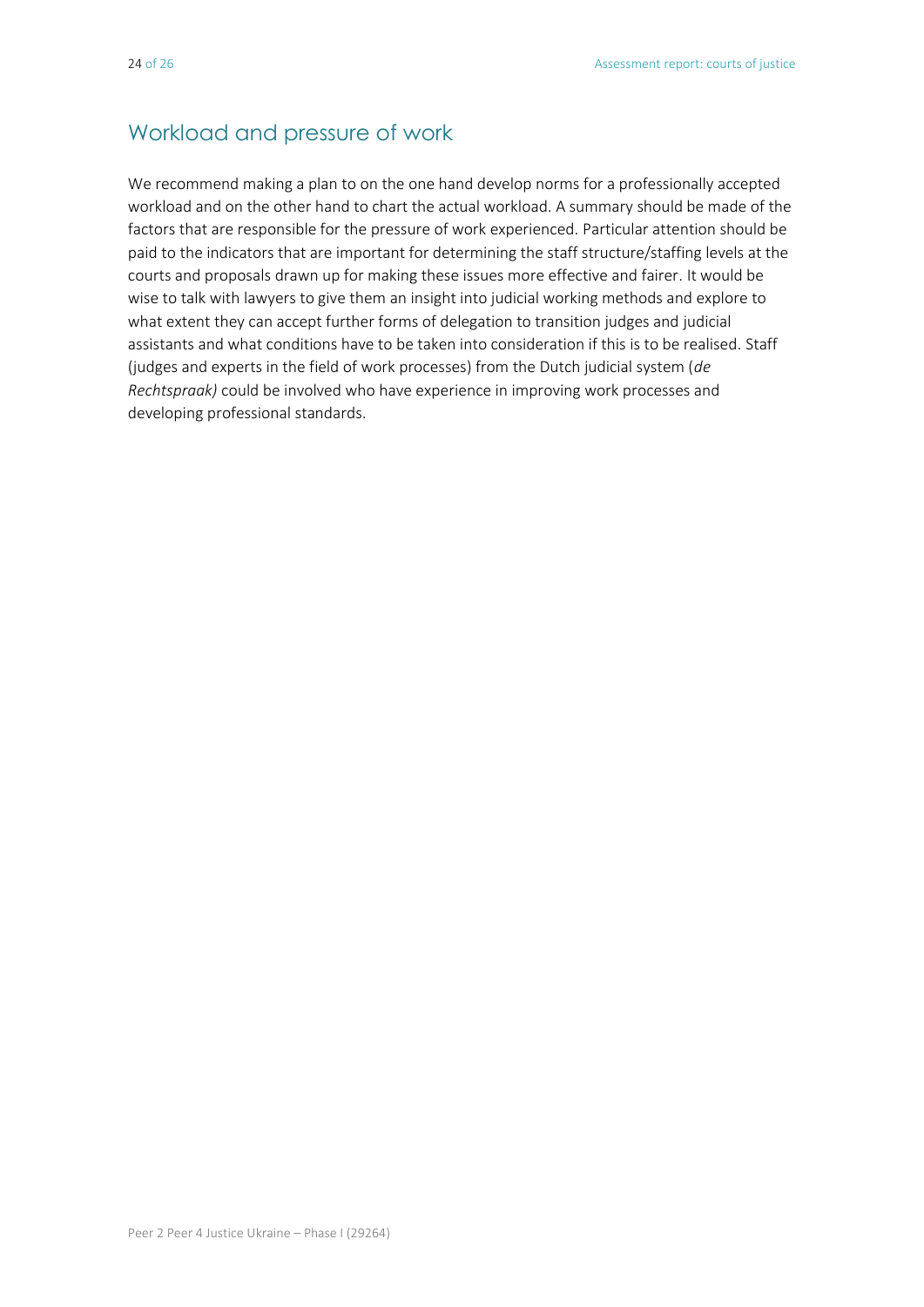## Workload and pressure of work

We recommend making a plan to on the one hand develop norms for a professionally accepted workload and on the other hand to chart the actual workload. A summary should be made of the factors that are responsible for the pressure of work experienced. Particular attention should be paid to the indicators that are important for determining the staff structure/staffing levels at the courts and proposals drawn up for making these issues more effective and fairer. It would be wise to talk with lawyers to give them an insight into judicial working methods and explore to what extent they can accept further forms of delegation to transition judges and judicial assistants and what conditions have to be taken into consideration if this is to be realised. Staff (judges and experts in the field of work processes) from the Dutch judicial system (*de Rechtspraak)* could be involved who have experience in improving work processes and developing professional standards.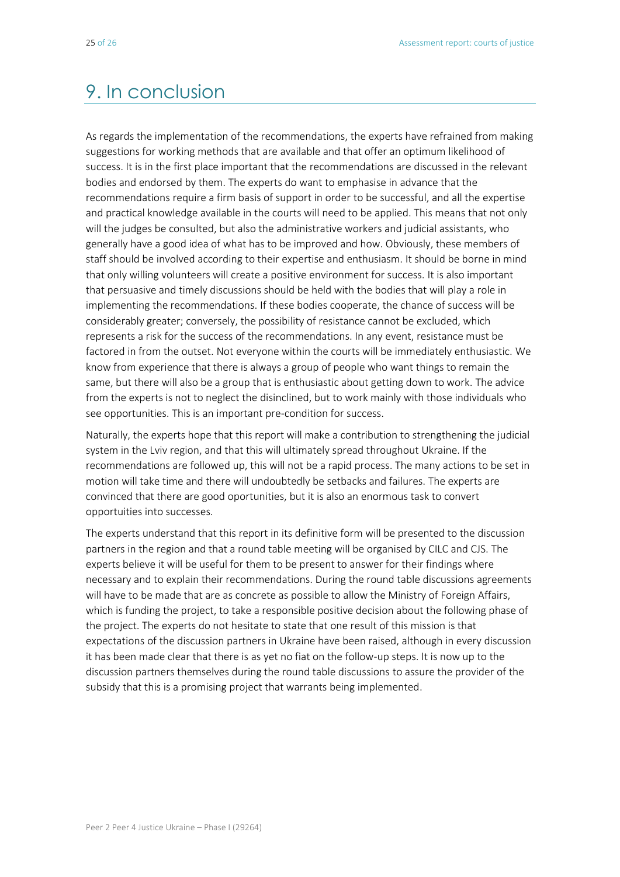# 9. In conclusion

As regards the implementation of the recommendations, the experts have refrained from making suggestions for working methods that are available and that offer an optimum likelihood of success. It is in the first place important that the recommendations are discussed in the relevant bodies and endorsed by them. The experts do want to emphasise in advance that the recommendations require a firm basis of support in order to be successful, and all the expertise and practical knowledge available in the courts will need to be applied. This means that not only will the judges be consulted, but also the administrative workers and judicial assistants, who generally have a good idea of what has to be improved and how. Obviously, these members of staff should be involved according to their expertise and enthusiasm. It should be borne in mind that only willing volunteers will create a positive environment for success. It is also important that persuasive and timely discussions should be held with the bodies that will play a role in implementing the recommendations. If these bodies cooperate, the chance of success will be considerably greater; conversely, the possibility of resistance cannot be excluded, which represents a risk for the success of the recommendations. In any event, resistance must be factored in from the outset. Not everyone within the courts will be immediately enthusiastic. We know from experience that there is always a group of people who want things to remain the same, but there will also be a group that is enthusiastic about getting down to work. The advice from the experts is not to neglect the disinclined, but to work mainly with those individuals who see opportunities. This is an important pre-condition for success.

Naturally, the experts hope that this report will make a contribution to strengthening the judicial system in the Lviv region, and that this will ultimately spread throughout Ukraine. If the recommendations are followed up, this will not be a rapid process. The many actions to be set in motion will take time and there will undoubtedly be setbacks and failures. The experts are convinced that there are good oportunities, but it is also an enormous task to convert opportunities into successes.

The experts understand that this report in its definitive form will be presented to the discussion partners in the region and that a round table meeting will be organised by CILC and CJS. The experts believe it will be useful for them to be present to answer for their findings where necessary and to explain their recommendations. During the round table discussions agreements will have to be made that are as concrete as possible to allow the Ministry of Foreign Affairs, which is funding the project, to take a responsible positive decision about the following phase of the project. The experts do not hesitate to state that one result of this mission is that expectations of the discussion partners in Ukraine have been raised, although in every discussion it has been made clear that there is as yet no fiat on the follow-up steps. It is now up to the discussion partners themselves during the round table discussions to assure the provider of the subsidy that this is a promising project that warrants being implemented.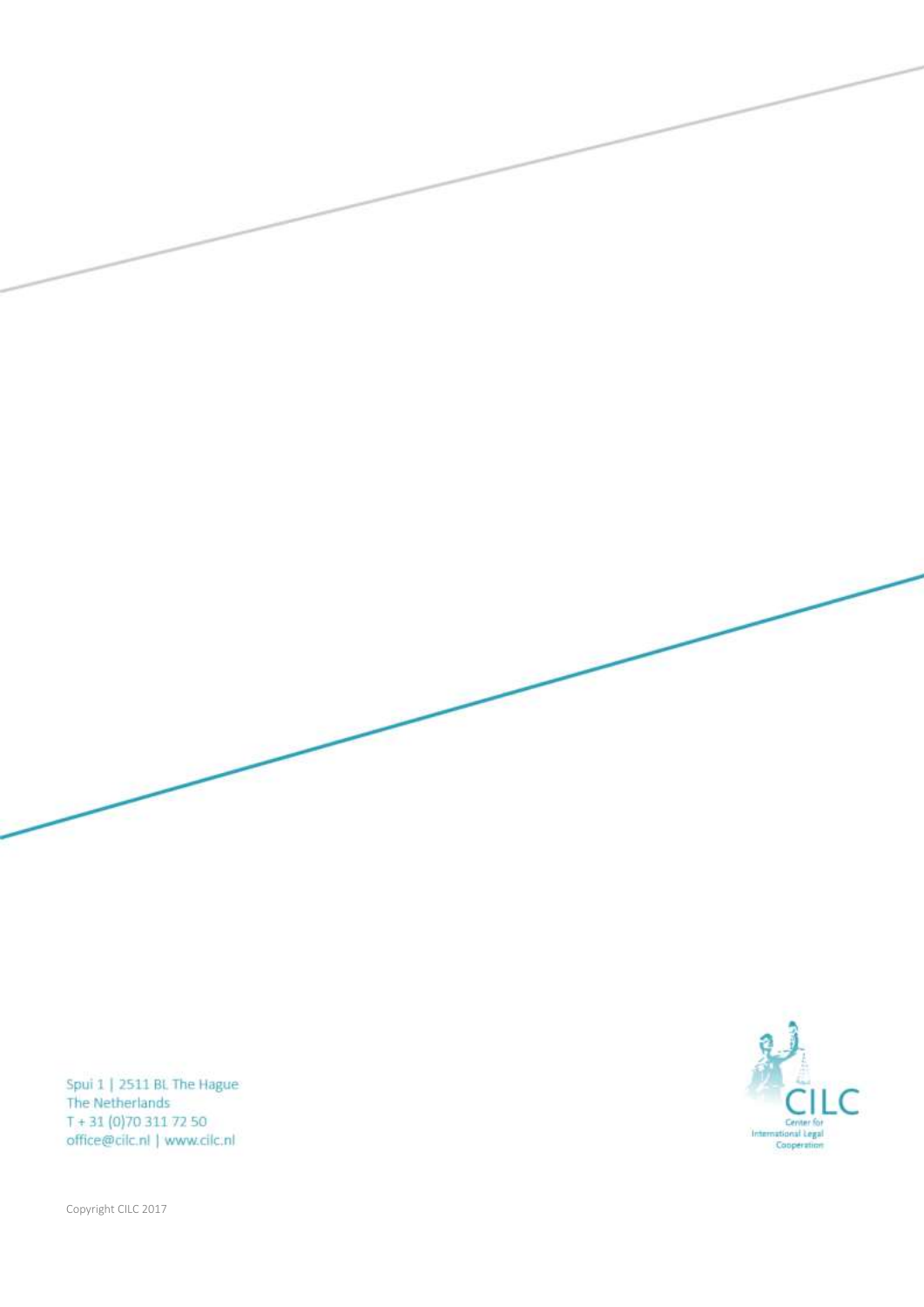Spui 1 | 2511 BL The Hague
The Netherlands
T + 31 (0)70 311 72 50
office@cilc.nl | www.cilc.nl

CILC
Center for International Legal Cooperation

Copyright CILC 2017